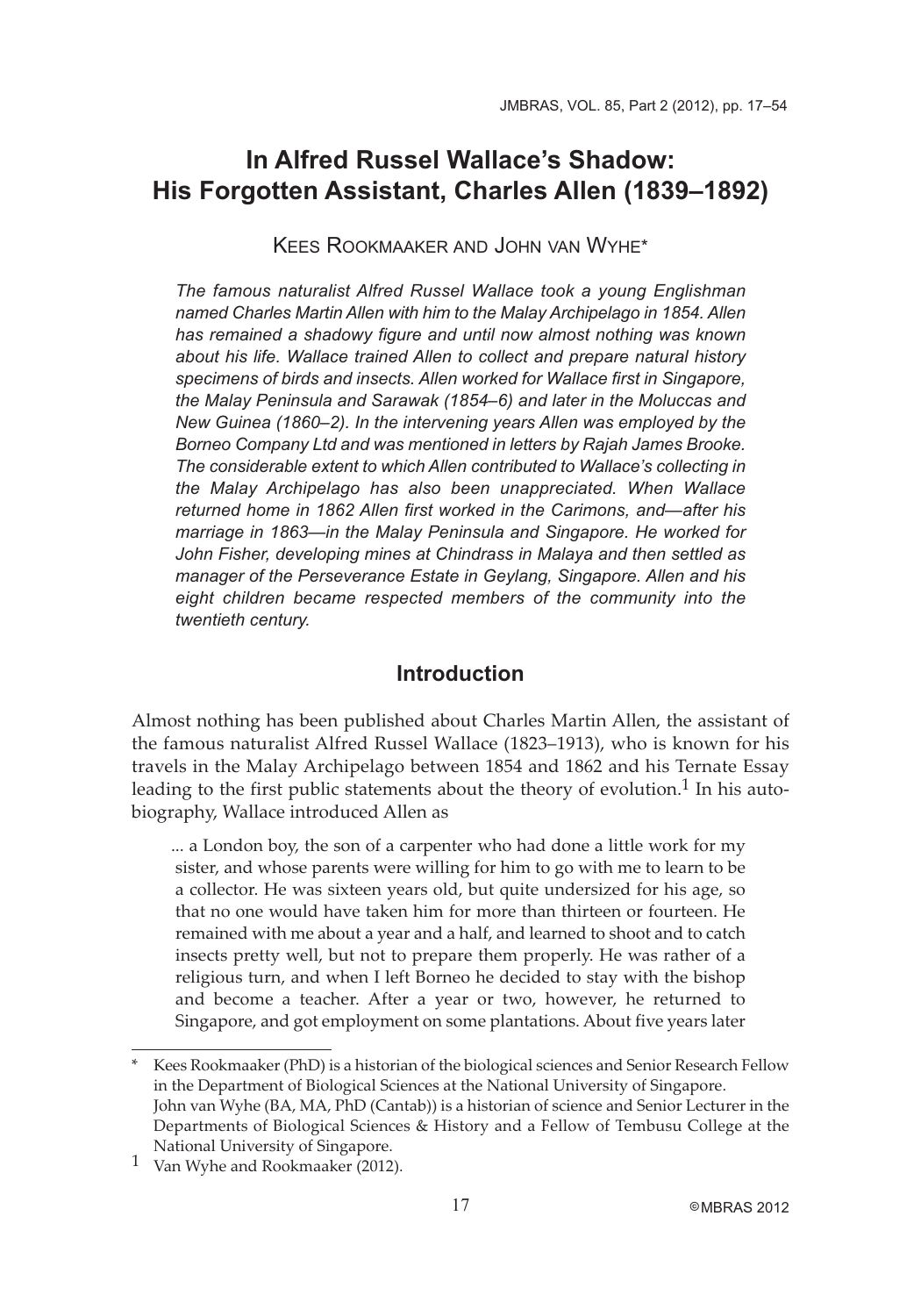# In Alfred Russel Wallace's Shadow: His Forgotten Assistant, Charles Allen (1839–1892)

KEES ROOKMAAKER AND JOHN VAN WYHE*

*The famous naturalist Alfred Russel Wallace took a young Englishman named Charles Martin Allen with him to the Malay Archipelago in 1854. Allen has remained a shadowy figure and until now almost nothing was known about his life. Wallace trained Allen to collect and prepare natural history specimens of birds and insects. Allen worked for Wallace first in Singapore, the Malay Peninsula and Sarawak (1854–6) and later in the Moluccas and New Guinea (1860–2). In the intervening years Allen was employed by the Borneo Company Ltd and was mentioned in letters by Rajah James Brooke. The considerable extent to which Allen contributed to Wallace's collecting in the Malay Archipelago has also been unappreciated. When Wallace returned home in 1862 Allen first worked in the Carimons, and—after his marriage in 1863—in the Malay Peninsula and Singapore. He worked for John Fisher, developing mines at Chindrass in Malaya and then settled as manager of the Perseverance Estate in Geylang, Singapore. Allen and his eight children became respected members of the community into the twentieth century.*

## Introduction

Almost nothing has been published about Charles Martin Allen, the assistant of the famous naturalist Alfred Russel Wallace (1823–1913), who is known for his travels in the Malay Archipelago between 1854 and 1862 and his Ternate Essay leading to the first public statements about the theory of evolution.[1] In his autobiography, Wallace introduced Allen as

> ... a London boy, the son of a carpenter who had done a little work for my sister, and whose parents were willing for him to go with me to learn to be a collector. He was sixteen years old, but quite undersized for his age, so that no one would have taken him for more than thirteen or fourteen. He remained with me about a year and a half, and learned to shoot and to catch insects pretty well, but not to prepare them properly. He was rather of a religious turn, and when I left Borneo he decided to stay with the bishop and become a teacher. After a year or two, however, he returned to Singapore, and got employment on some plantations. About five years later

---

\* Kees Rookmaaker (PhD) is a historian of the biological sciences and Senior Research Fellow in the Department of Biological Sciences at the National University of Singapore. John van Wyhe (BA, MA, PhD (Cantab)) is a historian of science and Senior Lecturer in the Departments of Biological Sciences & History and a Fellow of Tembusu College at the National University of Singapore.

1 Van Wyhe and Rookmaaker (2012).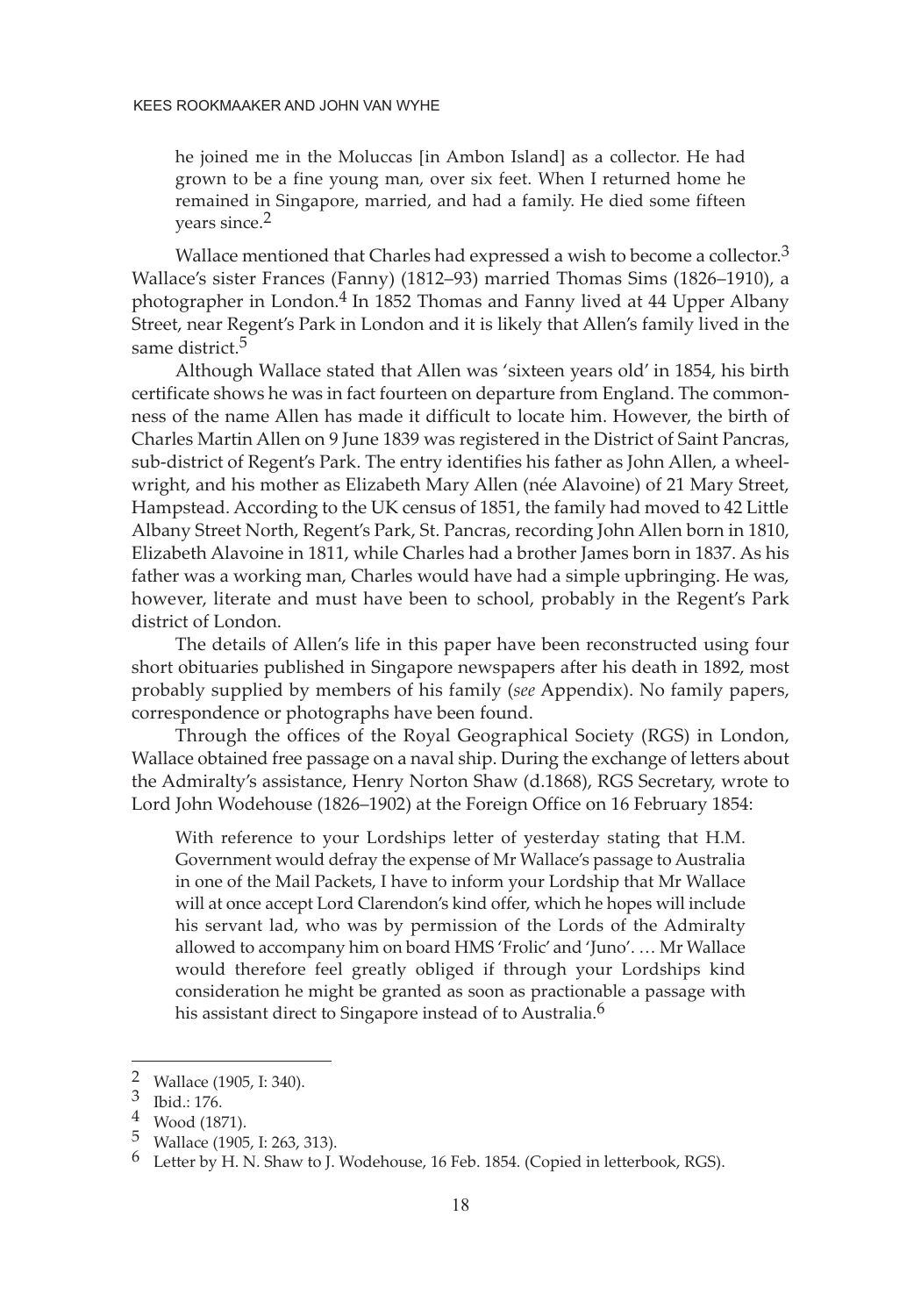> he joined me in the Moluccas [in Ambon Island] as a collector. He had grown to be a fine young man, over six feet. When I returned home he remained in Singapore, married, and had a family. He died some fifteen years since.[2]

Wallace mentioned that Charles had expressed a wish to become a collector.[3] Wallace's sister Frances (Fanny) (1812–93) married Thomas Sims (1826–1910), a photographer in London.[4] In 1852 Thomas and Fanny lived at 44 Upper Albany Street, near Regent's Park in London and it is likely that Allen's family lived in the same district.[5]

Although Wallace stated that Allen was 'sixteen years old' in 1854, his birth certificate shows he was in fact fourteen on departure from England. The commonness of the name Allen has made it difficult to locate him. However, the birth of Charles Martin Allen on 9 June 1839 was registered in the District of Saint Pancras, sub-district of Regent's Park. The entry identifies his father as John Allen, a wheelwright, and his mother as Elizabeth Mary Allen (née Alavoine) of 21 Mary Street, Hampstead. According to the UK census of 1851, the family had moved to 42 Little Albany Street North, Regent's Park, St. Pancras, recording John Allen born in 1810, Elizabeth Alavoine in 1811, while Charles had a brother James born in 1837. As his father was a working man, Charles would have had a simple upbringing. He was, however, literate and must have been to school, probably in the Regent's Park district of London.

The details of Allen's life in this paper have been reconstructed using four short obituaries published in Singapore newspapers after his death in 1892, most probably supplied by members of his family (*see* Appendix). No family papers, correspondence or photographs have been found.

Through the offices of the Royal Geographical Society (RGS) in London, Wallace obtained free passage on a naval ship. During the exchange of letters about the Admiralty's assistance, Henry Norton Shaw (d.1868), RGS Secretary, wrote to Lord John Wodehouse (1826–1902) at the Foreign Office on 16 February 1854:

> With reference to your Lordships letter of yesterday stating that H.M. Government would defray the expense of Mr Wallace's passage to Australia in one of the Mail Packets, I have to inform your Lordship that Mr Wallace will at once accept Lord Clarendon's kind offer, which he hopes will include his servant lad, who was by permission of the Lords of the Admiralty allowed to accompany him on board HMS 'Frolic' and 'Juno'. … Mr Wallace would therefore feel greatly obliged if through your Lordships kind consideration he might be granted as soon as practionable a passage with his assistant direct to Singapore instead of to Australia.[6]

---

[2] Wallace (1905, I: 340).

[3] Ibid.: 176.

[4] Wood (1871).

[5] Wallace (1905, I: 263, 313).

[6] Letter by H. N. Shaw to J. Wodehouse, 16 Feb. 1854. (Copied in letterbook, RGS).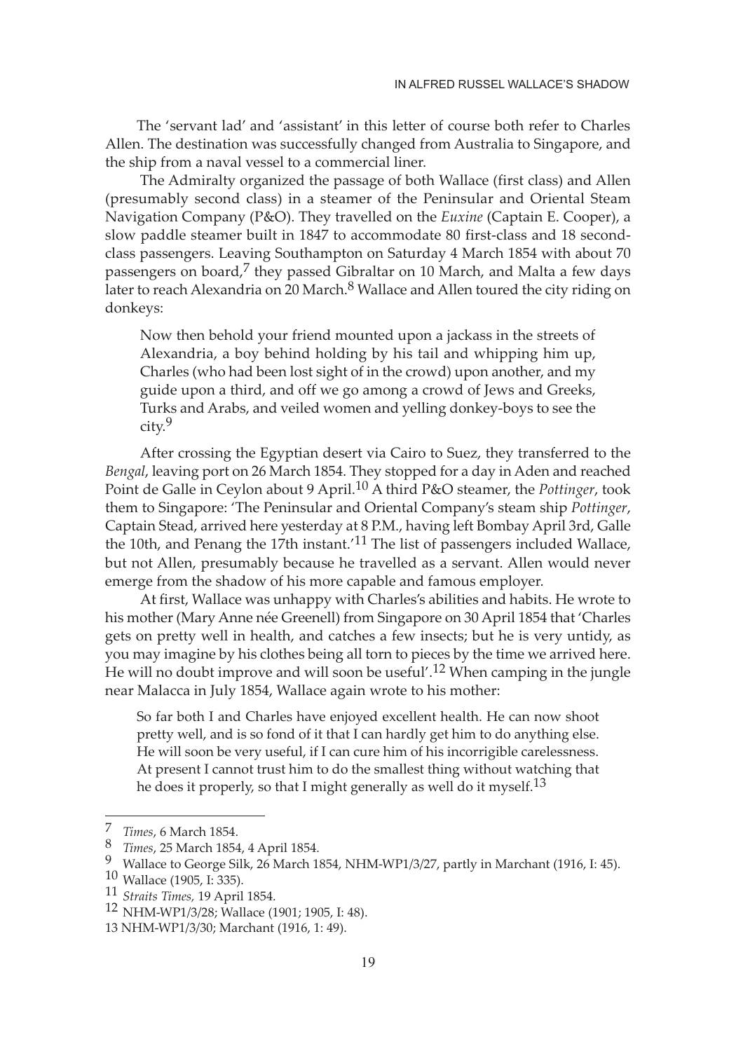The 'servant lad' and 'assistant' in this letter of course both refer to Charles Allen. The destination was successfully changed from Australia to Singapore, and the ship from a naval vessel to a commercial liner.

The Admiralty organized the passage of both Wallace (first class) and Allen (presumably second class) in a steamer of the Peninsular and Oriental Steam Navigation Company (P&O). They travelled on the *Euxine* (Captain E. Cooper), a slow paddle steamer built in 1847 to accommodate 80 first-class and 18 second-class passengers. Leaving Southampton on Saturday 4 March 1854 with about 70 passengers on board,[7] they passed Gibraltar on 10 March, and Malta a few days later to reach Alexandria on 20 March.[8] Wallace and Allen toured the city riding on donkeys:

> Now then behold your friend mounted upon a jackass in the streets of Alexandria, a boy behind holding by his tail and whipping him up, Charles (who had been lost sight of in the crowd) upon another, and my guide upon a third, and off we go among a crowd of Jews and Greeks, Turks and Arabs, and veiled women and yelling donkey-boys to see the city.[9]

After crossing the Egyptian desert via Cairo to Suez, they transferred to the *Bengal*, leaving port on 26 March 1854. They stopped for a day in Aden and reached Point de Galle in Ceylon about 9 April.[10] A third P&O steamer, the *Pottinger*, took them to Singapore: 'The Peninsular and Oriental Company's steam ship *Pottinger*, Captain Stead, arrived here yesterday at 8 P.M., having left Bombay April 3rd, Galle the 10th, and Penang the 17th instant.'[11] The list of passengers included Wallace, but not Allen, presumably because he travelled as a servant. Allen would never emerge from the shadow of his more capable and famous employer.

At first, Wallace was unhappy with Charles's abilities and habits. He wrote to his mother (Mary Anne née Greenell) from Singapore on 30 April 1854 that 'Charles gets on pretty well in health, and catches a few insects; but he is very untidy, as you may imagine by his clothes being all torn to pieces by the time we arrived here. He will no doubt improve and will soon be useful'.[12] When camping in the jungle near Malacca in July 1854, Wallace again wrote to his mother:

> So far both I and Charles have enjoyed excellent health. He can now shoot pretty well, and is so fond of it that I can hardly get him to do anything else. He will soon be very useful, if I can cure him of his incorrigible carelessness. At present I cannot trust him to do the smallest thing without watching that he does it properly, so that I might generally as well do it myself.[13]

---

7 *Times*, 6 March 1854.

8 *Times*, 25 March 1854, 4 April 1854.

9 Wallace to George Silk, 26 March 1854, NHM-WP1/3/27, partly in Marchant (1916, I: 45).

10 Wallace (1905, I: 335).

11 *Straits Times*, 19 April 1854.

12 NHM-WP1/3/28; Wallace (1901; 1905, I: 48).

13 NHM-WP1/3/30; Marchant (1916, 1: 49).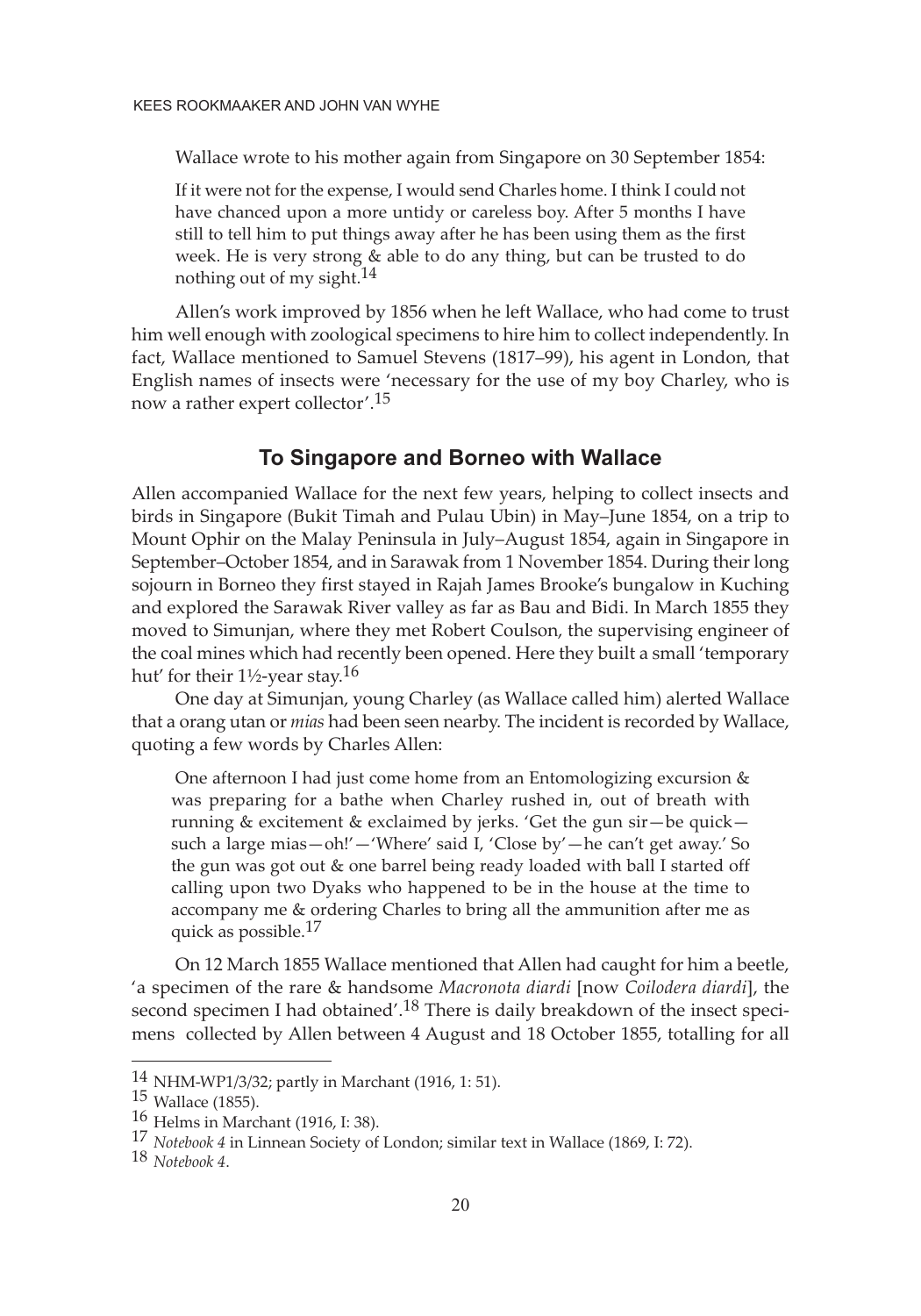Wallace wrote to his mother again from Singapore on 30 September 1854:

> If it were not for the expense, I would send Charles home. I think I could not have chanced upon a more untidy or careless boy. After 5 months I have still to tell him to put things away after he has been using them as the first week. He is very strong & able to do any thing, but can be trusted to do nothing out of my sight.[14]

Allen's work improved by 1856 when he left Wallace, who had come to trust him well enough with zoological specimens to hire him to collect independently. In fact, Wallace mentioned to Samuel Stevens (1817–99), his agent in London, that English names of insects were 'necessary for the use of my boy Charley, who is now a rather expert collector'.[15]

## To Singapore and Borneo with Wallace

Allen accompanied Wallace for the next few years, helping to collect insects and birds in Singapore (Bukit Timah and Pulau Ubin) in May–June 1854, on a trip to Mount Ophir on the Malay Peninsula in July–August 1854, again in Singapore in September–October 1854, and in Sarawak from 1 November 1854. During their long sojourn in Borneo they first stayed in Rajah James Brooke's bungalow in Kuching and explored the Sarawak River valley as far as Bau and Bidi. In March 1855 they moved to Simunjan, where they met Robert Coulson, the supervising engineer of the coal mines which had recently been opened. Here they built a small 'temporary hut' for their 1½-year stay.[16]

One day at Simunjan, young Charley (as Wallace called him) alerted Wallace that a orang utan or *mias* had been seen nearby. The incident is recorded by Wallace, quoting a few words by Charles Allen:

> One afternoon I had just come home from an Entomologizing excursion & was preparing for a bathe when Charley rushed in, out of breath with running & excitement & exclaimed by jerks. 'Get the gun sir—be quick—such a large mias—oh!'—'Where' said I, 'Close by'—he can't get away.' So the gun was got out & one barrel being ready loaded with ball I started off calling upon two Dyaks who happened to be in the house at the time to accompany me & ordering Charles to bring all the ammunition after me as quick as possible.[17]

On 12 March 1855 Wallace mentioned that Allen had caught for him a beetle, 'a specimen of the rare & handsome *Macronota diardi* [now *Coilodera diardi*], the second specimen I had obtained'.[18] There is daily breakdown of the insect specimens collected by Allen between 4 August and 18 October 1855, totalling for all

---

[14] NHM-WP1/3/32; partly in Marchant (1916, 1: 51).

[15] Wallace (1855).

[16] Helms in Marchant (1916, I: 38).

[17] *Notebook 4* in Linnean Society of London; similar text in Wallace (1869, I: 72).

[18] *Notebook 4*.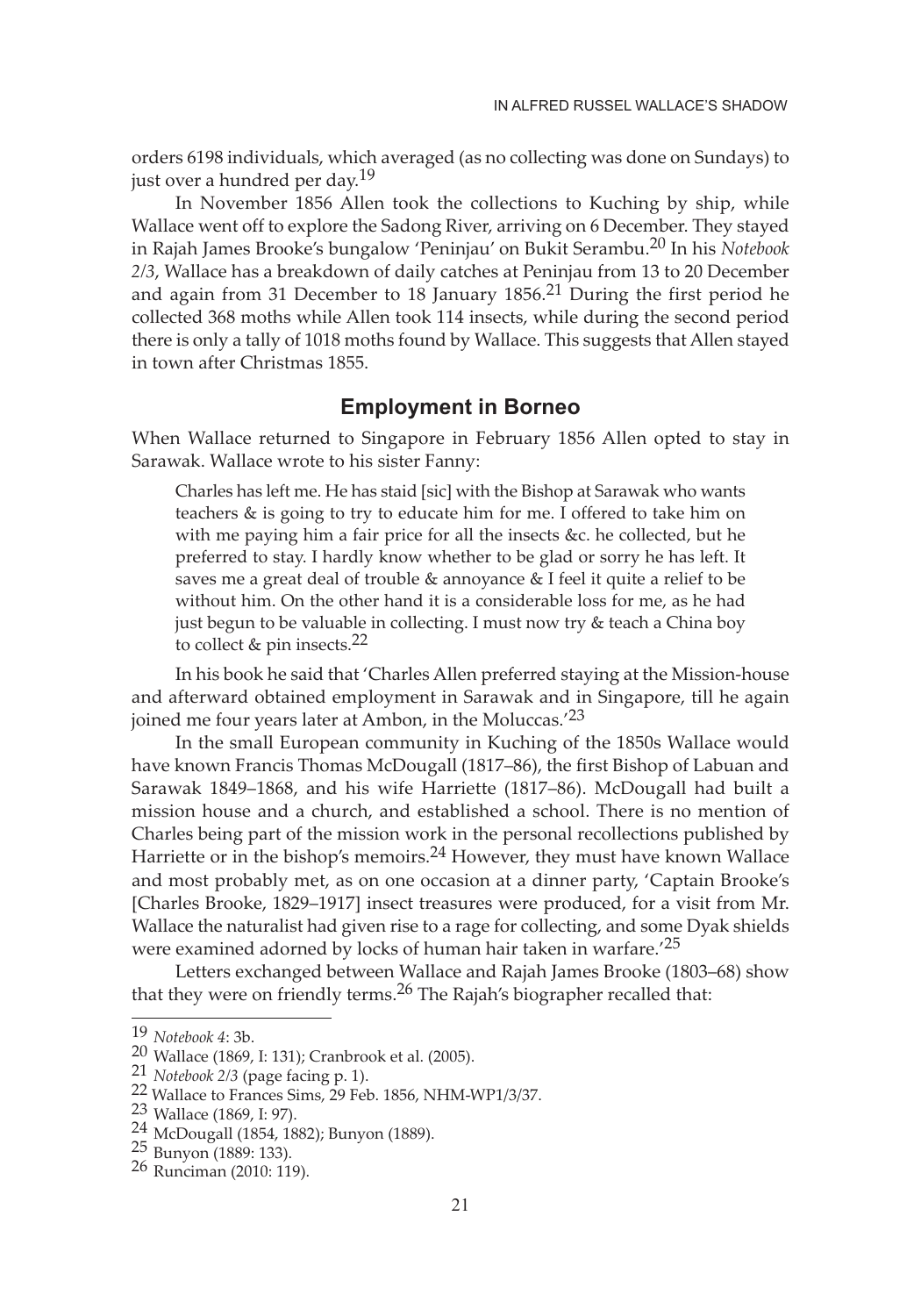orders 6198 individuals, which averaged (as no collecting was done on Sundays) to just over a hundred per day.[19]

In November 1856 Allen took the collections to Kuching by ship, while Wallace went off to explore the Sadong River, arriving on 6 December. They stayed in Rajah James Brooke's bungalow 'Peninjau' on Bukit Serambu.[20] In his *Notebook 2/3*, Wallace has a breakdown of daily catches at Peninjau from 13 to 20 December and again from 31 December to 18 January 1856.[21] During the first period he collected 368 moths while Allen took 114 insects, while during the second period there is only a tally of 1018 moths found by Wallace. This suggests that Allen stayed in town after Christmas 1855.

## Employment in Borneo

When Wallace returned to Singapore in February 1856 Allen opted to stay in Sarawak. Wallace wrote to his sister Fanny:

> Charles has left me. He has staid [sic] with the Bishop at Sarawak who wants teachers & is going to try to educate him for me. I offered to take him on with me paying him a fair price for all the insects &c. he collected, but he preferred to stay. I hardly know whether to be glad or sorry he has left. It saves me a great deal of trouble & annoyance & I feel it quite a relief to be without him. On the other hand it is a considerable loss for me, as he had just begun to be valuable in collecting. I must now try & teach a China boy to collect & pin insects.[22]

In his book he said that 'Charles Allen preferred staying at the Mission-house and afterward obtained employment in Sarawak and in Singapore, till he again joined me four years later at Ambon, in the Moluccas.'[23]

In the small European community in Kuching of the 1850s Wallace would have known Francis Thomas McDougall (1817–86), the first Bishop of Labuan and Sarawak 1849–1868, and his wife Harriette (1817–86). McDougall had built a mission house and a church, and established a school. There is no mention of Charles being part of the mission work in the personal recollections published by Harriette or in the bishop's memoirs.[24] However, they must have known Wallace and most probably met, as on one occasion at a dinner party, 'Captain Brooke's [Charles Brooke, 1829–1917] insect treasures were produced, for a visit from Mr. Wallace the naturalist had given rise to a rage for collecting, and some Dyak shields were examined adorned by locks of human hair taken in warfare.'[25]

Letters exchanged between Wallace and Rajah James Brooke (1803–68) show that they were on friendly terms.[26] The Rajah's biographer recalled that:

---

19 *Notebook 4*: 3b.

20 Wallace (1869, I: 131); Cranbrook et al. (2005).

21 *Notebook 2/3* (page facing p. 1).

22 Wallace to Frances Sims, 29 Feb. 1856, NHM-WP1/3/37.

23 Wallace (1869, I: 97).

24 McDougall (1854, 1882); Bunyon (1889).

25 Bunyon (1889: 133).

26 Runciman (2010: 119).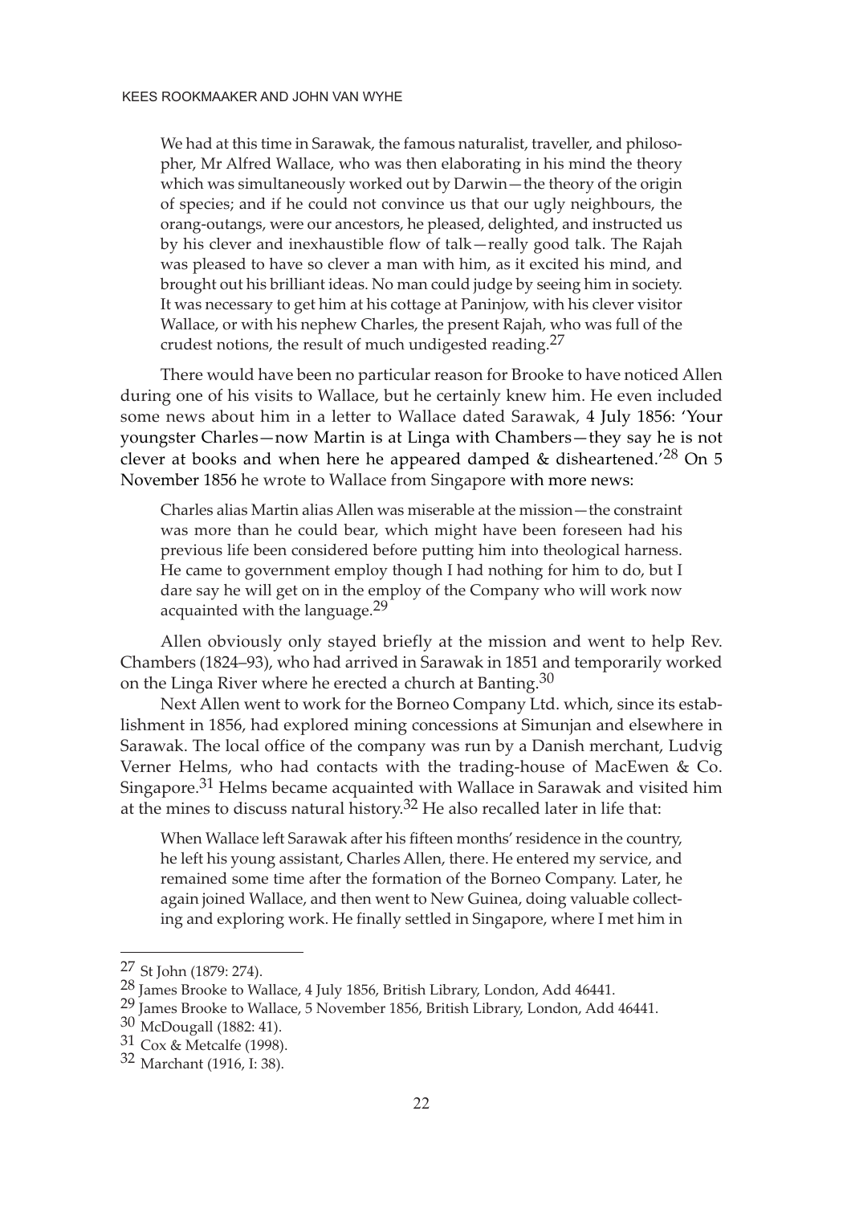> We had at this time in Sarawak, the famous naturalist, traveller, and philosopher, Mr Alfred Wallace, who was then elaborating in his mind the theory which was simultaneously worked out by Darwin—the theory of the origin of species; and if he could not convince us that our ugly neighbours, the orang-outangs, were our ancestors, he pleased, delighted, and instructed us by his clever and inexhaustible flow of talk—really good talk. The Rajah was pleased to have so clever a man with him, as it excited his mind, and brought out his brilliant ideas. No man could judge by seeing him in society. It was necessary to get him at his cottage at Paninjow, with his clever visitor Wallace, or with his nephew Charles, the present Rajah, who was full of the crudest notions, the result of much undigested reading.[27]

There would have been no particular reason for Brooke to have noticed Allen during one of his visits to Wallace, but he certainly knew him. He even included some news about him in a letter to Wallace dated Sarawak, 4 July 1856: 'Your youngster Charles—now Martin is at Linga with Chambers—they say he is not clever at books and when here he appeared damped & disheartened.'[28] On 5 November 1856 he wrote to Wallace from Singapore with more news:

> Charles alias Martin alias Allen was miserable at the mission—the constraint was more than he could bear, which might have been foreseen had his previous life been considered before putting him into theological harness. He came to government employ though I had nothing for him to do, but I dare say he will get on in the employ of the Company who will work now acquainted with the language.[29]

Allen obviously only stayed briefly at the mission and went to help Rev. Chambers (1824–93), who had arrived in Sarawak in 1851 and temporarily worked on the Linga River where he erected a church at Banting.[30]

Next Allen went to work for the Borneo Company Ltd. which, since its establishment in 1856, had explored mining concessions at Simunjan and elsewhere in Sarawak. The local office of the company was run by a Danish merchant, Ludvig Verner Helms, who had contacts with the trading-house of MacEwen & Co. Singapore.[31] Helms became acquainted with Wallace in Sarawak and visited him at the mines to discuss natural history.[32] He also recalled later in life that:

> When Wallace left Sarawak after his fifteen months' residence in the country, he left his young assistant, Charles Allen, there. He entered my service, and remained some time after the formation of the Borneo Company. Later, he again joined Wallace, and then went to New Guinea, doing valuable collecting and exploring work. He finally settled in Singapore, where I met him in

---

[27] St John (1879: 274).

[28] James Brooke to Wallace, 4 July 1856, British Library, London, Add 46441.

[29] James Brooke to Wallace, 5 November 1856, British Library, London, Add 46441.

[30] McDougall (1882: 41).

[31] Cox & Metcalfe (1998).

[32] Marchant (1916, I: 38).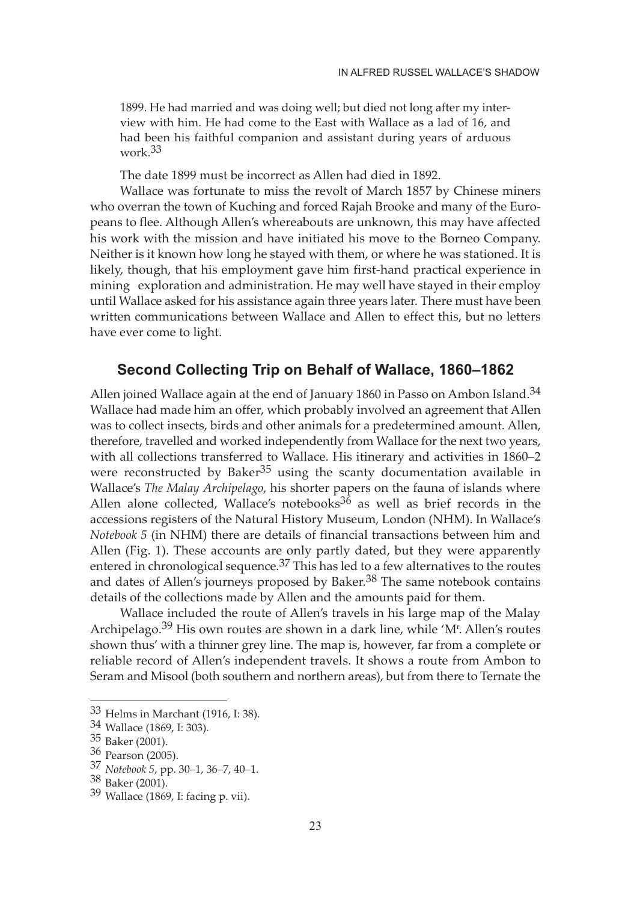1899. He had married and was doing well; but died not long after my interview with him. He had come to the East with Wallace as a lad of 16, and had been his faithful companion and assistant during years of arduous work.[33]

The date 1899 must be incorrect as Allen had died in 1892.

Wallace was fortunate to miss the revolt of March 1857 by Chinese miners who overran the town of Kuching and forced Rajah Brooke and many of the Europeans to flee. Although Allen's whereabouts are unknown, this may have affected his work with the mission and have initiated his move to the Borneo Company. Neither is it known how long he stayed with them, or where he was stationed. It is likely, though, that his employment gave him first-hand practical experience in mining exploration and administration. He may well have stayed in their employ until Wallace asked for his assistance again three years later. There must have been written communications between Wallace and Allen to effect this, but no letters have ever come to light.

## Second Collecting Trip on Behalf of Wallace, 1860–1862

Allen joined Wallace again at the end of January 1860 in Passo on Ambon Island.[34] Wallace had made him an offer, which probably involved an agreement that Allen was to collect insects, birds and other animals for a predetermined amount. Allen, therefore, travelled and worked independently from Wallace for the next two years, with all collections transferred to Wallace. His itinerary and activities in 1860–2 were reconstructed by Baker[35] using the scanty documentation available in Wallace's *The Malay Archipelago*, his shorter papers on the fauna of islands where Allen alone collected, Wallace's notebooks[36] as well as brief records in the accessions registers of the Natural History Museum, London (NHM). In Wallace's *Notebook 5* (in NHM) there are details of financial transactions between him and Allen (Fig. 1). These accounts are only partly dated, but they were apparently entered in chronological sequence.[37] This has led to a few alternatives to the routes and dates of Allen's journeys proposed by Baker.[38] The same notebook contains details of the collections made by Allen and the amounts paid for them.

Wallace included the route of Allen's travels in his large map of the Malay Archipelago.[39] His own routes are shown in a dark line, while 'Mr. Allen's routes shown thus' with a thinner grey line. The map is, however, far from a complete or reliable record of Allen's independent travels. It shows a route from Ambon to Seram and Misool (both southern and northern areas), but from there to Ternate the

---

33 Helms in Marchant (1916, I: 38).

34 Wallace (1869, I: 303).

35 Baker (2001).

36 Pearson (2005).

37 *Notebook 5*, pp. 30–1, 36–7, 40–1.

38 Baker (2001).

39 Wallace (1869, I: facing p. vii).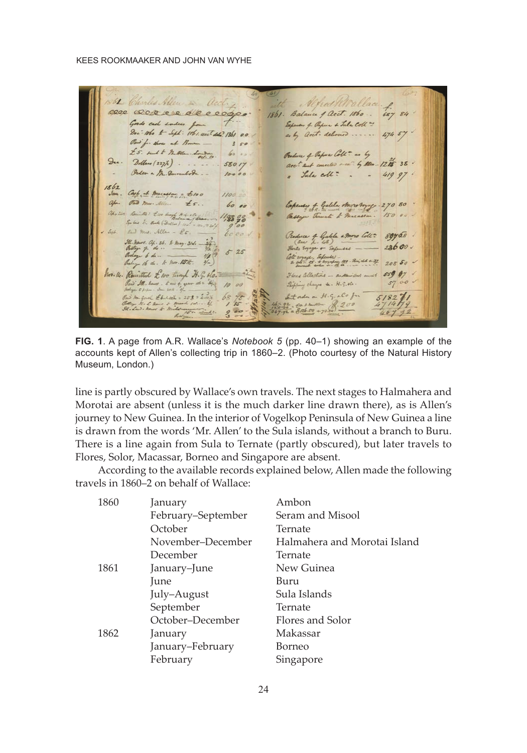**FIG. 1**. A page from A.R. Wallace's *Notebook 5* (pp. 40–1) showing an example of the accounts kept of Allen's collecting trip in 1860–2. (Photo courtesy of the Natural History Museum, London.)

line is partly obscured by Wallace's own travels. The next stages to Halmahera and Morotai are absent (unless it is the much darker line drawn there), as is Allen's journey to New Guinea. In the interior of Vogelkop Peninsula of New Guinea a line is drawn from the words 'Mr. Allen' to the Sula islands, without a branch to Buru. There is a line again from Sula to Ternate (partly obscured), but later travels to Flores, Solor, Macassar, Borneo and Singapore are absent.

According to the available records explained below, Allen made the following travels in 1860–2 on behalf of Wallace:

| | | |
|---|---|---|
| 1860 | January | Ambon |
| | February–September | Seram and Misool |
| | October | Ternate |
| | November–December | Halmahera and Morotai Island |
| | December | Ternate |
| 1861 | January–June | New Guinea |
| | June | Buru |
| | July–August | Sula Islands |
| | September | Ternate |
| | October–December | Flores and Solor |
| 1862 | January | Makassar |
| | January–February | Borneo |
| | February | Singapore |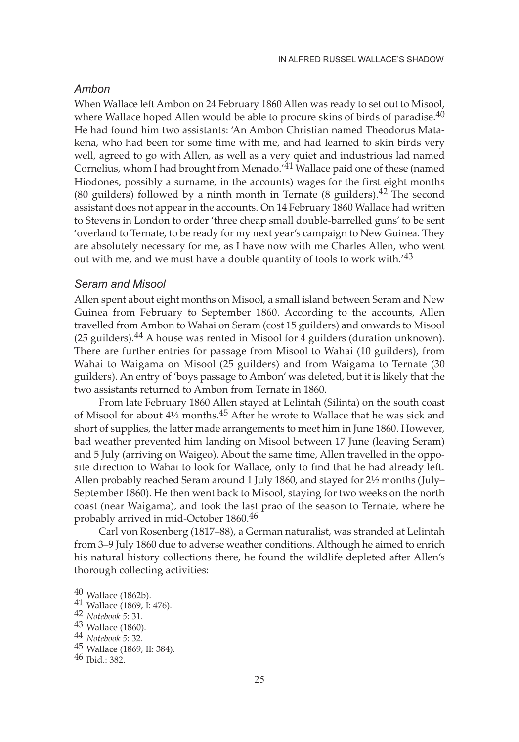## *Ambon*

When Wallace left Ambon on 24 February 1860 Allen was ready to set out to Misool, where Wallace hoped Allen would be able to procure skins of birds of paradise.[40] He had found him two assistants: 'An Ambon Christian named Theodorus Matakena, who had been for some time with me, and had learned to skin birds very well, agreed to go with Allen, as well as a very quiet and industrious lad named Cornelius, whom I had brought from Menado.'[41] Wallace paid one of these (named Hiodones, possibly a surname, in the accounts) wages for the first eight months (80 guilders) followed by a ninth month in Ternate (8 guilders).[42] The second assistant does not appear in the accounts. On 14 February 1860 Wallace had written to Stevens in London to order 'three cheap small double-barrelled guns' to be sent 'overland to Ternate, to be ready for my next year's campaign to New Guinea. They are absolutely necessary for me, as I have now with me Charles Allen, who went out with me, and we must have a double quantity of tools to work with.'[43]

## *Seram and Misool*

Allen spent about eight months on Misool, a small island between Seram and New Guinea from February to September 1860. According to the accounts, Allen travelled from Ambon to Wahai on Seram (cost 15 guilders) and onwards to Misool (25 guilders).[44] A house was rented in Misool for 4 guilders (duration unknown). There are further entries for passage from Misool to Wahai (10 guilders), from Wahai to Waigama on Misool (25 guilders) and from Waigama to Ternate (30 guilders). An entry of 'boys passage to Ambon' was deleted, but it is likely that the two assistants returned to Ambon from Ternate in 1860.

From late February 1860 Allen stayed at Lelintah (Silinta) on the south coast of Misool for about 4½ months.[45] After he wrote to Wallace that he was sick and short of supplies, the latter made arrangements to meet him in June 1860. However, bad weather prevented him landing on Misool between 17 June (leaving Seram) and 5 July (arriving on Waigeo). About the same time, Allen travelled in the opposite direction to Wahai to look for Wallace, only to find that he had already left. Allen probably reached Seram around 1 July 1860, and stayed for 2½ months (July–September 1860). He then went back to Misool, staying for two weeks on the north coast (near Waigama), and took the last prao of the season to Ternate, where he probably arrived in mid-October 1860.[46]

Carl von Rosenberg (1817–88), a German naturalist, was stranded at Lelintah from 3–9 July 1860 due to adverse weather conditions. Although he aimed to enrich his natural history collections there, he found the wildlife depleted after Allen's thorough collecting activities:

---

40 Wallace (1862b).

41 Wallace (1869, I: 476).

42 *Notebook 5*: 31.

43 Wallace (1860).

44 *Notebook 5*: 32.

45 Wallace (1869, II: 384).

46 Ibid.: 382.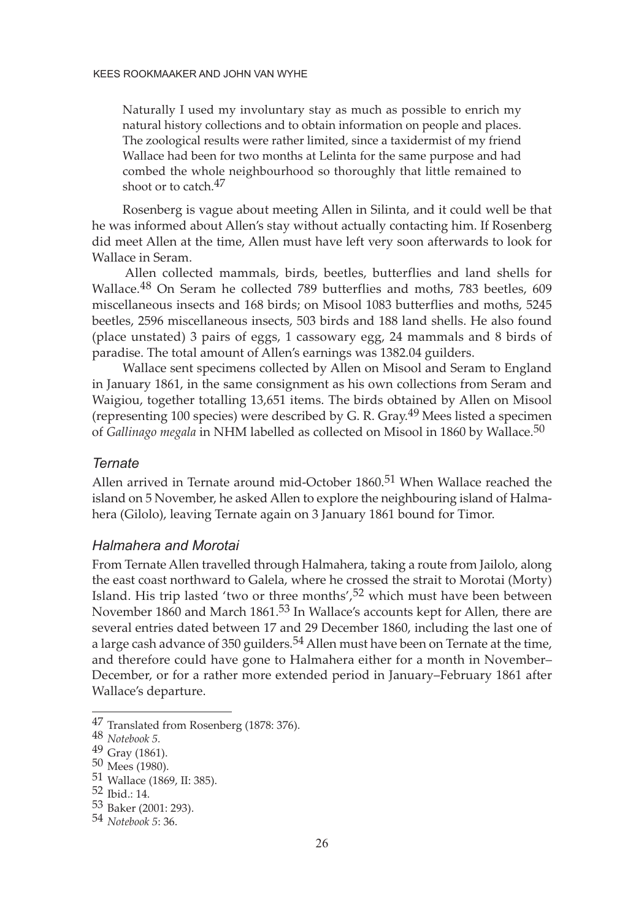Naturally I used my involuntary stay as much as possible to enrich my natural history collections and to obtain information on people and places. The zoological results were rather limited, since a taxidermist of my friend Wallace had been for two months at Lelinta for the same purpose and had combed the whole neighbourhood so thoroughly that little remained to shoot or to catch.[47]

Rosenberg is vague about meeting Allen in Silinta, and it could well be that he was informed about Allen's stay without actually contacting him. If Rosenberg did meet Allen at the time, Allen must have left very soon afterwards to look for Wallace in Seram.

Allen collected mammals, birds, beetles, butterflies and land shells for Wallace.[48] On Seram he collected 789 butterflies and moths, 783 beetles, 609 miscellaneous insects and 168 birds; on Misool 1083 butterflies and moths, 5245 beetles, 2596 miscellaneous insects, 503 birds and 188 land shells. He also found (place unstated) 3 pairs of eggs, 1 cassowary egg, 24 mammals and 8 birds of paradise. The total amount of Allen's earnings was 1382.04 guilders.

Wallace sent specimens collected by Allen on Misool and Seram to England in January 1861, in the same consignment as his own collections from Seram and Waigiou, together totalling 13,651 items. The birds obtained by Allen on Misool (representing 100 species) were described by G. R. Gray.[49] Mees listed a specimen of *Gallinago megala* in NHM labelled as collected on Misool in 1860 by Wallace.[50]

### *Ternate*

Allen arrived in Ternate around mid-October 1860.[51] When Wallace reached the island on 5 November, he asked Allen to explore the neighbouring island of Halmahera (Gilolo), leaving Ternate again on 3 January 1861 bound for Timor.

### *Halmahera and Morotai*

From Ternate Allen travelled through Halmahera, taking a route from Jailolo, along the east coast northward to Galela, where he crossed the strait to Morotai (Morty) Island. His trip lasted 'two or three months',[52] which must have been between November 1860 and March 1861.[53] In Wallace's accounts kept for Allen, there are several entries dated between 17 and 29 December 1860, including the last one of a large cash advance of 350 guilders.[54] Allen must have been on Ternate at the time, and therefore could have gone to Halmahera either for a month in November–December, or for a rather more extended period in January–February 1861 after Wallace's departure.

---

47 Translated from Rosenberg (1878: 376).

48 *Notebook 5.*

49 Gray (1861).

50 Mees (1980).

51 Wallace (1869, II: 385).

52 Ibid.: 14.

53 Baker (2001: 293).

54 *Notebook 5*: 36.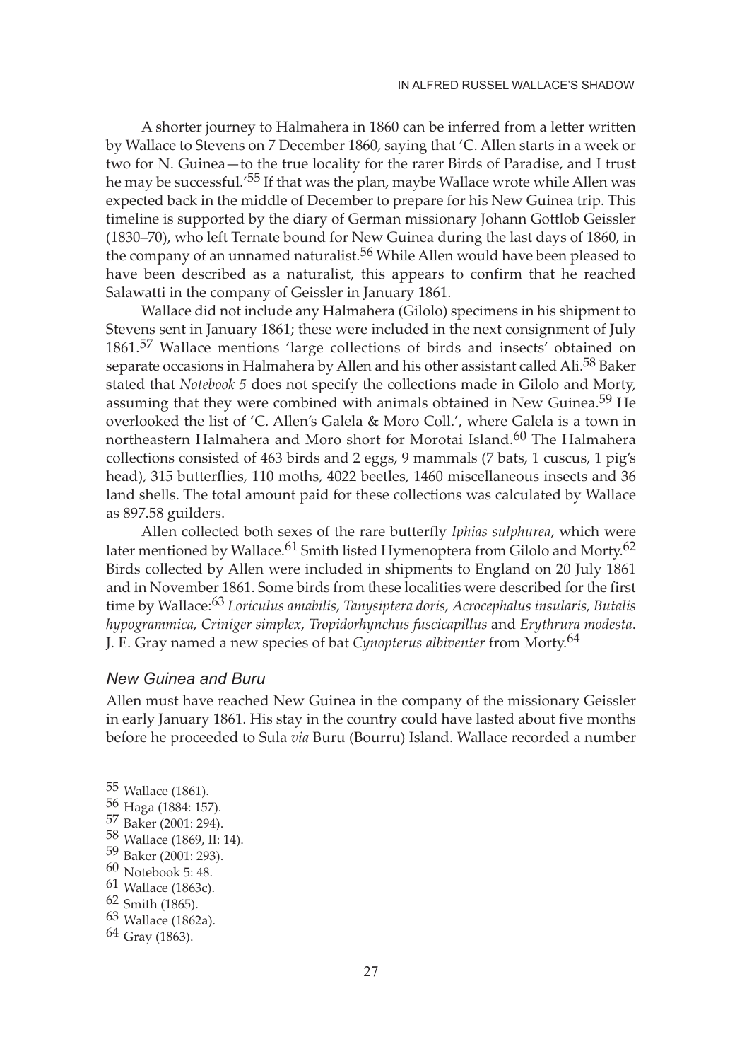A shorter journey to Halmahera in 1860 can be inferred from a letter written by Wallace to Stevens on 7 December 1860, saying that 'C. Allen starts in a week or two for N. Guinea—to the true locality for the rarer Birds of Paradise, and I trust he may be successful.'[55] If that was the plan, maybe Wallace wrote while Allen was expected back in the middle of December to prepare for his New Guinea trip. This timeline is supported by the diary of German missionary Johann Gottlob Geissler (1830–70), who left Ternate bound for New Guinea during the last days of 1860, in the company of an unnamed naturalist.[56] While Allen would have been pleased to have been described as a naturalist, this appears to confirm that he reached Salawatti in the company of Geissler in January 1861.

Wallace did not include any Halmahera (Gilolo) specimens in his shipment to Stevens sent in January 1861; these were included in the next consignment of July 1861.[57] Wallace mentions 'large collections of birds and insects' obtained on separate occasions in Halmahera by Allen and his other assistant called Ali.[58] Baker stated that *Notebook 5* does not specify the collections made in Gilolo and Morty, assuming that they were combined with animals obtained in New Guinea.[59] He overlooked the list of 'C. Allen's Galela & Moro Coll.', where Galela is a town in northeastern Halmahera and Moro short for Morotai Island.[60] The Halmahera collections consisted of 463 birds and 2 eggs, 9 mammals (7 bats, 1 cuscus, 1 pig's head), 315 butterflies, 110 moths, 4022 beetles, 1460 miscellaneous insects and 36 land shells. The total amount paid for these collections was calculated by Wallace as 897.58 guilders.

Allen collected both sexes of the rare butterfly *Iphias sulphurea*, which were later mentioned by Wallace.[61] Smith listed Hymenoptera from Gilolo and Morty.[62] Birds collected by Allen were included in shipments to England on 20 July 1861 and in November 1861. Some birds from these localities were described for the first time by Wallace:[63] *Loriculus amabilis, Tanysiptera doris, Acrocephalus insularis, Butalis hypogrammica, Criniger simplex, Tropidorhynchus fuscicapillus* and *Erythrura modesta*. J. E. Gray named a new species of bat *Cynopterus albiventer* from Morty.[64]

### *New Guinea and Buru*

Allen must have reached New Guinea in the company of the missionary Geissler in early January 1861. His stay in the country could have lasted about five months before he proceeded to Sula *via* Buru (Bourru) Island. Wallace recorded a number

---

55 Wallace (1861).

56 Haga (1884: 157).

57 Baker (2001: 294).

58 Wallace (1869, II: 14).

59 Baker (2001: 293).

60 Notebook 5: 48.

61 Wallace (1863c).

62 Smith (1865).

63 Wallace (1862a).

64 Gray (1863).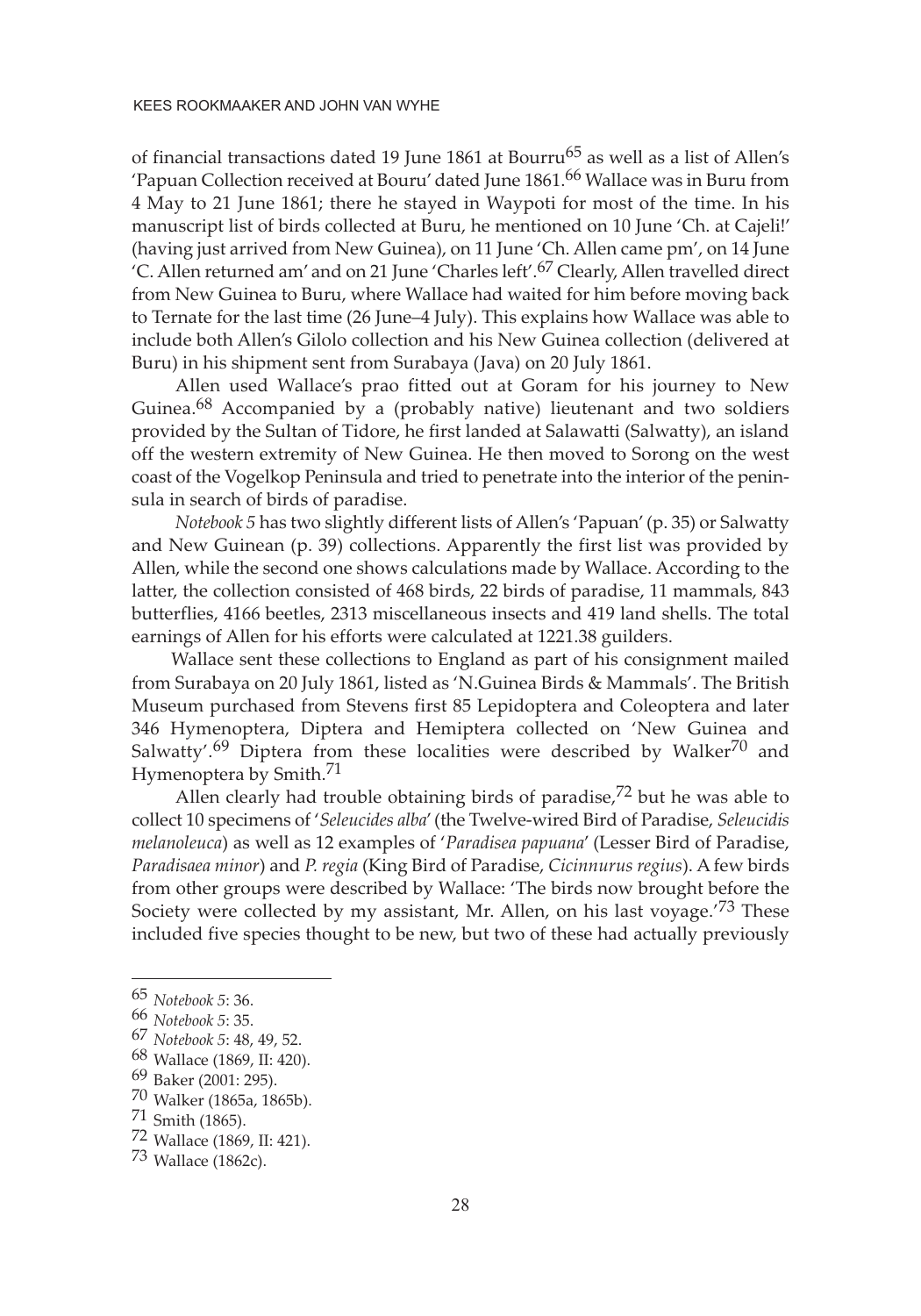of financial transactions dated 19 June 1861 at Bourru[65] as well as a list of Allen's 'Papuan Collection received at Bouru' dated June 1861.[66] Wallace was in Buru from 4 May to 21 June 1861; there he stayed in Waypoti for most of the time. In his manuscript list of birds collected at Buru, he mentioned on 10 June 'Ch. at Cajeli!' (having just arrived from New Guinea), on 11 June 'Ch. Allen came pm', on 14 June 'C. Allen returned am' and on 21 June 'Charles left'.[67] Clearly, Allen travelled direct from New Guinea to Buru, where Wallace had waited for him before moving back to Ternate for the last time (26 June–4 July). This explains how Wallace was able to include both Allen's Gilolo collection and his New Guinea collection (delivered at Buru) in his shipment sent from Surabaya (Java) on 20 July 1861.

Allen used Wallace's prao fitted out at Goram for his journey to New Guinea.[68] Accompanied by a (probably native) lieutenant and two soldiers provided by the Sultan of Tidore, he first landed at Salawatti (Salwatty), an island off the western extremity of New Guinea. He then moved to Sorong on the west coast of the Vogelkop Peninsula and tried to penetrate into the interior of the peninsula in search of birds of paradise.

*Notebook 5* has two slightly different lists of Allen's 'Papuan' (p. 35) or Salwatty and New Guinean (p. 39) collections. Apparently the first list was provided by Allen, while the second one shows calculations made by Wallace. According to the latter, the collection consisted of 468 birds, 22 birds of paradise, 11 mammals, 843 butterflies, 4166 beetles, 2313 miscellaneous insects and 419 land shells. The total earnings of Allen for his efforts were calculated at 1221.38 guilders.

Wallace sent these collections to England as part of his consignment mailed from Surabaya on 20 July 1861, listed as 'N.Guinea Birds & Mammals'. The British Museum purchased from Stevens first 85 Lepidoptera and Coleoptera and later 346 Hymenoptera, Diptera and Hemiptera collected on 'New Guinea and Salwatty'.[69] Diptera from these localities were described by Walker[70] and Hymenoptera by Smith.[71]

Allen clearly had trouble obtaining birds of paradise,[72] but he was able to collect 10 specimens of '*Seleucides alba*' (the Twelve-wired Bird of Paradise, *Seleucidis melanoleuca*) as well as 12 examples of '*Paradisea papuana*' (Lesser Bird of Paradise, *Paradisaea minor*) and *P. regia* (King Bird of Paradise, *Cicinnurus regius*). A few birds from other groups were described by Wallace: 'The birds now brought before the Society were collected by my assistant, Mr. Allen, on his last voyage.'[73] These included five species thought to be new, but two of these had actually previously

---

65 *Notebook 5*: 36.

66 *Notebook 5*: 35.

67 *Notebook 5*: 48, 49, 52.

68 Wallace (1869, II: 420).

69 Baker (2001: 295).

70 Walker (1865a, 1865b).

71 Smith (1865).

72 Wallace (1869, II: 421).

73 Wallace (1862c).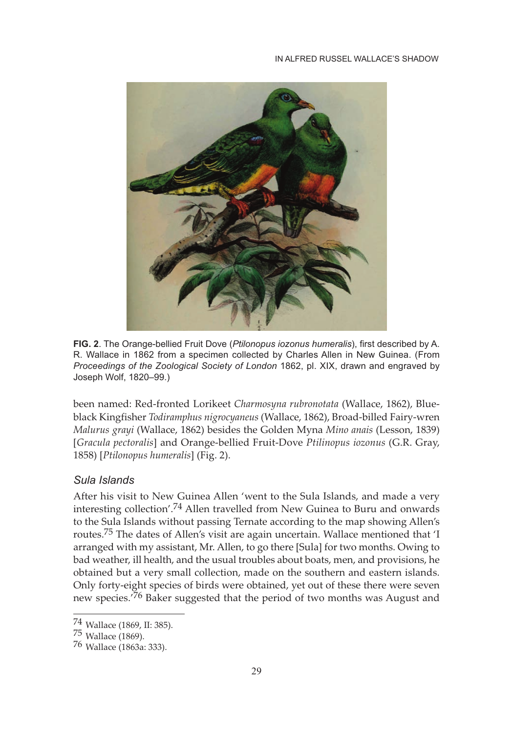**FIG. 2**. The Orange-bellied Fruit Dove (*Ptilonopus iozonus humeralis*), first described by A. R. Wallace in 1862 from a specimen collected by Charles Allen in New Guinea. (From *Proceedings of the Zoological Society of London* 1862, pl. XIX, drawn and engraved by Joseph Wolf, 1820–99.)

been named: Red-fronted Lorikeet *Charmosyna rubronotata* (Wallace, 1862), Blue-black Kingfisher *Todiramphus nigrocyaneus* (Wallace, 1862), Broad-billed Fairy-wren *Malurus grayi* (Wallace, 1862) besides the Golden Myna *Mino anais* (Lesson, 1839) [*Gracula pectoralis*] and Orange-bellied Fruit-Dove *Ptilinopus iozonus* (G.R. Gray, 1858) [*Ptilonopus humeralis*] (Fig. 2).

### *Sula Islands*

After his visit to New Guinea Allen 'went to the Sula Islands, and made a very interesting collection'.[74] Allen travelled from New Guinea to Buru and onwards to the Sula Islands without passing Ternate according to the map showing Allen's routes.[75] The dates of Allen's visit are again uncertain. Wallace mentioned that 'I arranged with my assistant, Mr. Allen, to go there [Sula] for two months. Owing to bad weather, ill health, and the usual troubles about boats, men, and provisions, he obtained but a very small collection, made on the southern and eastern islands. Only forty-eight species of birds were obtained, yet out of these there were seven new species.'[76] Baker suggested that the period of two months was August and

[74] Wallace (1869, II: 385).

[75] Wallace (1869).

[76] Wallace (1863a: 333).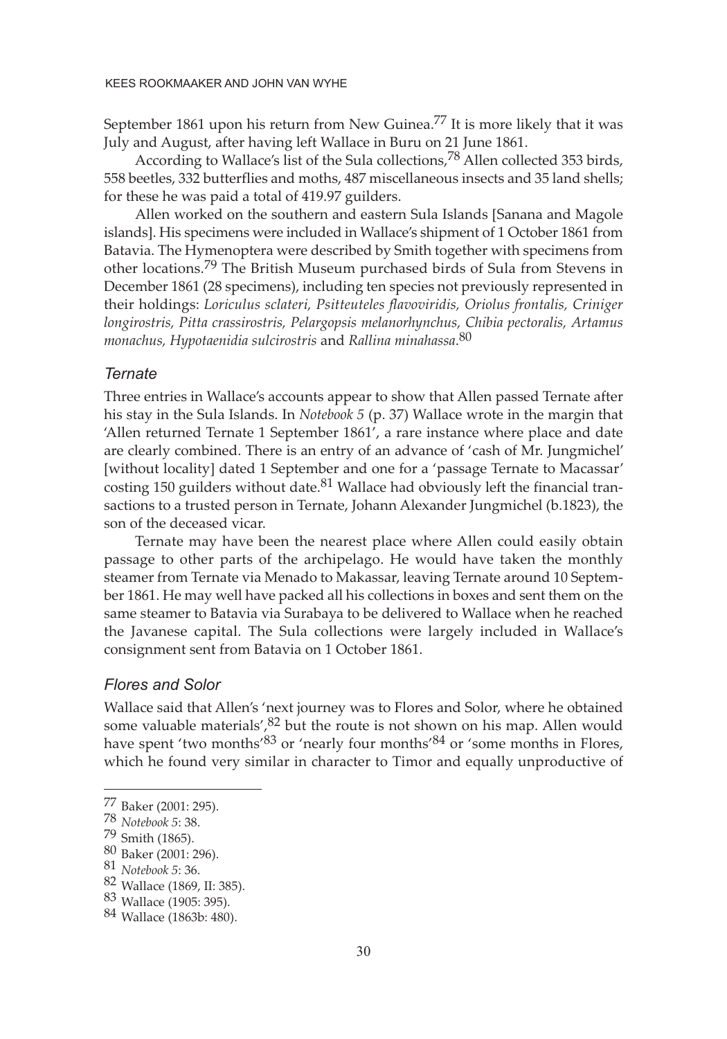September 1861 upon his return from New Guinea.[77] It is more likely that it was July and August, after having left Wallace in Buru on 21 June 1861.

According to Wallace's list of the Sula collections,[78] Allen collected 353 birds, 558 beetles, 332 butterflies and moths, 487 miscellaneous insects and 35 land shells; for these he was paid a total of 419.97 guilders.

Allen worked on the southern and eastern Sula Islands [Sanana and Magole islands]. His specimens were included in Wallace's shipment of 1 October 1861 from Batavia. The Hymenoptera were described by Smith together with specimens from other locations.[79] The British Museum purchased birds of Sula from Stevens in December 1861 (28 specimens), including ten species not previously represented in their holdings: *Loriculus sclateri, Psitteuteles flavoviridis, Oriolus frontalis, Criniger longirostris, Pitta crassirostris, Pelargopsis melanorhynchus, Chibia pectoralis, Artamus monachus, Hypotaenidia sulcirostris* and *Rallina minahassa*.[80]

### *Ternate*

Three entries in Wallace's accounts appear to show that Allen passed Ternate after his stay in the Sula Islands. In *Notebook 5* (p. 37) Wallace wrote in the margin that 'Allen returned Ternate 1 September 1861', a rare instance where place and date are clearly combined. There is an entry of an advance of 'cash of Mr. Jungmichel' [without locality] dated 1 September and one for a 'passage Ternate to Macassar' costing 150 guilders without date.[81] Wallace had obviously left the financial transactions to a trusted person in Ternate, Johann Alexander Jungmichel (b.1823), the son of the deceased vicar.

Ternate may have been the nearest place where Allen could easily obtain passage to other parts of the archipelago. He would have taken the monthly steamer from Ternate via Menado to Makassar, leaving Ternate around 10 September 1861. He may well have packed all his collections in boxes and sent them on the same steamer to Batavia via Surabaya to be delivered to Wallace when he reached the Javanese capital. The Sula collections were largely included in Wallace's consignment sent from Batavia on 1 October 1861.

### *Flores and Solor*

Wallace said that Allen's 'next journey was to Flores and Solor, where he obtained some valuable materials',[82] but the route is not shown on his map. Allen would have spent 'two months'[83] or 'nearly four months'[84] or 'some months in Flores, which he found very similar in character to Timor and equally unproductive of

---

77 Baker (2001: 295).
78 *Notebook 5*: 38.
79 Smith (1865).
80 Baker (2001: 296).
81 *Notebook 5*: 36.
82 Wallace (1869, II: 385).
83 Wallace (1905: 395).
84 Wallace (1863b: 480).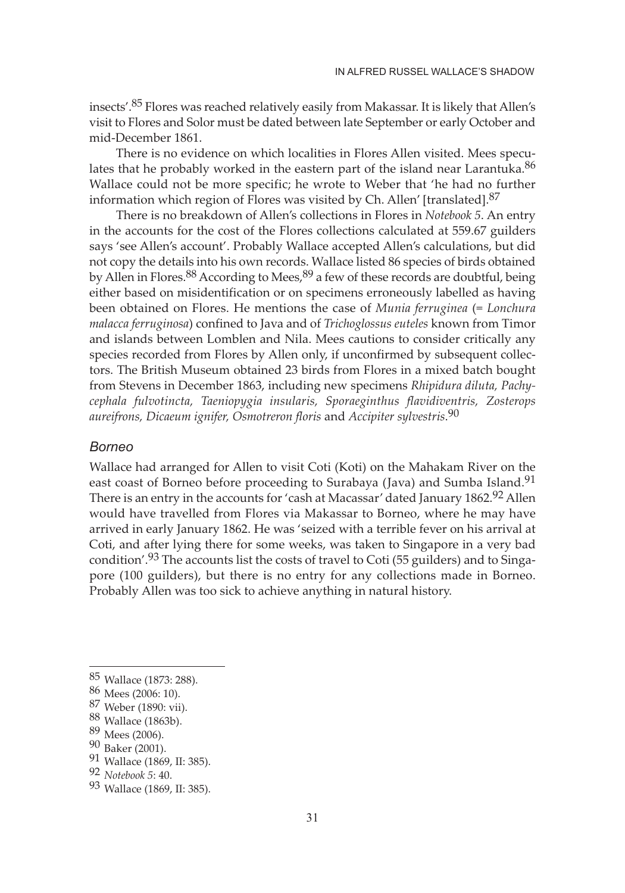insects'.[85] Flores was reached relatively easily from Makassar. It is likely that Allen's visit to Flores and Solor must be dated between late September or early October and mid-December 1861.

There is no evidence on which localities in Flores Allen visited. Mees speculates that he probably worked in the eastern part of the island near Larantuka.[86] Wallace could not be more specific; he wrote to Weber that 'he had no further information which region of Flores was visited by Ch. Allen' [translated].[87]

There is no breakdown of Allen's collections in Flores in *Notebook 5*. An entry in the accounts for the cost of the Flores collections calculated at 559.67 guilders says 'see Allen's account'. Probably Wallace accepted Allen's calculations, but did not copy the details into his own records. Wallace listed 86 species of birds obtained by Allen in Flores.[88] According to Mees,[89] a few of these records are doubtful, being either based on misidentification or on specimens erroneously labelled as having been obtained on Flores. He mentions the case of *Munia ferruginea* (= *Lonchura malacca ferruginosa*) confined to Java and of *Trichoglossus euteles* known from Timor and islands between Lomblen and Nila. Mees cautions to consider critically any species recorded from Flores by Allen only, if unconfirmed by subsequent collectors. The British Museum obtained 23 birds from Flores in a mixed batch bought from Stevens in December 1863, including new specimens *Rhipidura diluta, Pachycephala fulvotincta, Taeniopygia insularis, Sporaeginthus flavidiventris, Zosterops aureifrons, Dicaeum ignifer, Osmotreron floris* and *Accipiter sylvestris*.[90]

### *Borneo*

Wallace had arranged for Allen to visit Coti (Koti) on the Mahakam River on the east coast of Borneo before proceeding to Surabaya (Java) and Sumba Island.[91] There is an entry in the accounts for 'cash at Macassar' dated January 1862.[92] Allen would have travelled from Flores via Makassar to Borneo, where he may have arrived in early January 1862. He was 'seized with a terrible fever on his arrival at Coti, and after lying there for some weeks, was taken to Singapore in a very bad condition'.[93] The accounts list the costs of travel to Coti (55 guilders) and to Singapore (100 guilders), but there is no entry for any collections made in Borneo. Probably Allen was too sick to achieve anything in natural history.

---

85 Wallace (1873: 288).
86 Mees (2006: 10).
87 Weber (1890: vii).
88 Wallace (1863b).
89 Mees (2006).
90 Baker (2001).
91 Wallace (1869, II: 385).
92 *Notebook 5*: 40.
93 Wallace (1869, II: 385).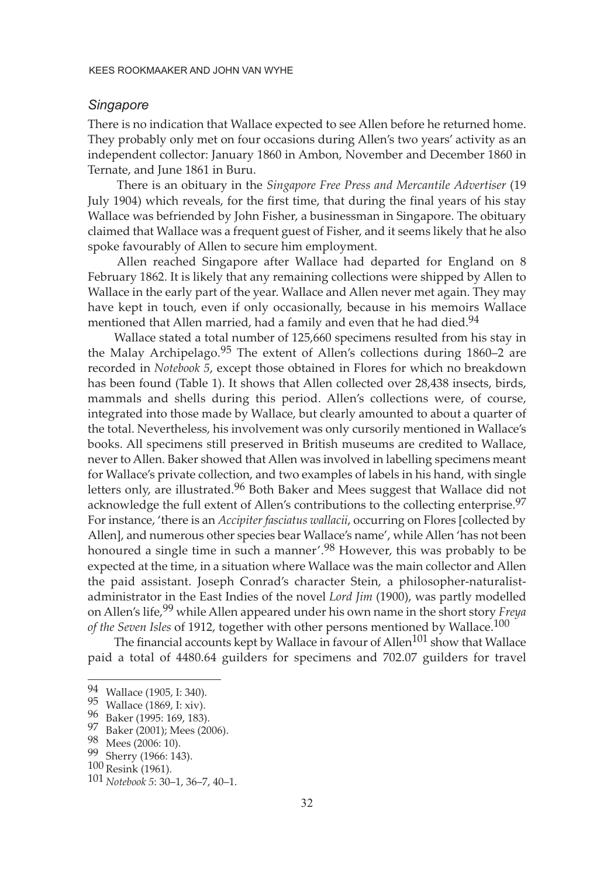## *Singapore*

There is no indication that Wallace expected to see Allen before he returned home. They probably only met on four occasions during Allen's two years' activity as an independent collector: January 1860 in Ambon, November and December 1860 in Ternate, and June 1861 in Buru.

There is an obituary in the *Singapore Free Press and Mercantile Advertiser* (19 July 1904) which reveals, for the first time, that during the final years of his stay Wallace was befriended by John Fisher, a businessman in Singapore. The obituary claimed that Wallace was a frequent guest of Fisher, and it seems likely that he also spoke favourably of Allen to secure him employment.

Allen reached Singapore after Wallace had departed for England on 8 February 1862. It is likely that any remaining collections were shipped by Allen to Wallace in the early part of the year. Wallace and Allen never met again. They may have kept in touch, even if only occasionally, because in his memoirs Wallace mentioned that Allen married, had a family and even that he had died.[94]

Wallace stated a total number of 125,660 specimens resulted from his stay in the Malay Archipelago.[95] The extent of Allen's collections during 1860–2 are recorded in *Notebook 5*, except those obtained in Flores for which no breakdown has been found (Table 1). It shows that Allen collected over 28,438 insects, birds, mammals and shells during this period. Allen's collections were, of course, integrated into those made by Wallace, but clearly amounted to about a quarter of the total. Nevertheless, his involvement was only cursorily mentioned in Wallace's books. All specimens still preserved in British museums are credited to Wallace, never to Allen. Baker showed that Allen was involved in labelling specimens meant for Wallace's private collection, and two examples of labels in his hand, with single letters only, are illustrated.[96] Both Baker and Mees suggest that Wallace did not acknowledge the full extent of Allen's contributions to the collecting enterprise.[97] For instance, 'there is an *Accipiter fasciatus wallacii*, occurring on Flores [collected by Allen], and numerous other species bear Wallace's name', while Allen 'has not been honoured a single time in such a manner'.[98] However, this was probably to be expected at the time, in a situation where Wallace was the main collector and Allen the paid assistant. Joseph Conrad's character Stein, a philosopher-naturalist-administrator in the East Indies of the novel *Lord Jim* (1900), was partly modelled on Allen's life,[99] while Allen appeared under his own name in the short story *Freya of the Seven Isles* of 1912, together with other persons mentioned by Wallace.[100]

The financial accounts kept by Wallace in favour of Allen[101] show that Wallace paid a total of 4480.64 guilders for specimens and 702.07 guilders for travel

---

94 Wallace (1905, I: 340).

95 Wallace (1869, I: xiv).

96 Baker (1995: 169, 183).

97 Baker (2001); Mees (2006).

98 Mees (2006: 10).

99 Sherry (1966: 143).

100 Resink (1961).

101 *Notebook 5*: 30–1, 36–7, 40–1.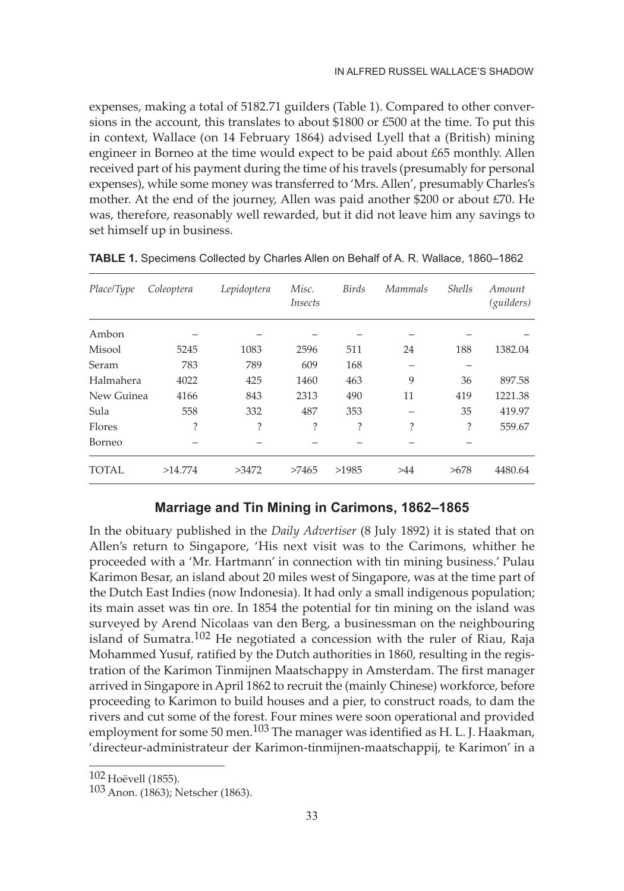expenses, making a total of 5182.71 guilders (Table 1). Compared to other conversions in the account, this translates to about $1800 or £500 at the time. To put this in context, Wallace (on 14 February 1864) advised Lyell that a (British) mining engineer in Borneo at the time would expect to be paid about £65 monthly. Allen received part of his payment during the time of his travels (presumably for personal expenses), while some money was transferred to 'Mrs. Allen', presumably Charles's mother. At the end of the journey, Allen was paid another $200 or about £70. He was, therefore, reasonably well rewarded, but it did not leave him any savings to set himself up in business.

**TABLE 1.** Specimens Collected by Charles Allen on Behalf of A. R. Wallace, 1860–1862

| *Place/Type* | *Coleoptera* | *Lepidoptera* | *Misc. Insects* | *Birds* | *Mammals* | *Shells* | *Amount (guilders)* |
|---|---|---|---|---|---|---|---|
| Ambon | – | – | – | – | – | – | – |
| Misool | 5245 | 1083 | 2596 | 511 | 24 | 188 | 1382.04 |
| Seram | 783 | 789 | 609 | 168 | – | – | |
| Halmahera | 4022 | 425 | 1460 | 463 | 9 | 36 | 897.58 |
| New Guinea | 4166 | 843 | 2313 | 490 | 11 | 419 | 1221.38 |
| Sula | 558 | 332 | 487 | 353 | – | 35 | 419.97 |
| Flores | ? | ? | ? | ? | ? | ? | 559.67 |
| Borneo | – | – | – | – | – | – | |
| TOTAL | >14.774 | >3472 | >7465 | >1985 | >44 | >678 | 4480.64 |

## Marriage and Tin Mining in Carimons, 1862–1865

In the obituary published in the *Daily Advertiser* (8 July 1892) it is stated that on Allen's return to Singapore, 'His next visit was to the Carimons, whither he proceeded with a 'Mr. Hartmann' in connection with tin mining business.' Pulau Karimon Besar, an island about 20 miles west of Singapore, was at the time part of the Dutch East Indies (now Indonesia). It had only a small indigenous population; its main asset was tin ore. In 1854 the potential for tin mining on the island was surveyed by Arend Nicolaas van den Berg, a businessman on the neighbouring island of Sumatra.[102] He negotiated a concession with the ruler of Riau, Raja Mohammed Yusuf, ratified by the Dutch authorities in 1860, resulting in the registration of the Karimon Tinmijnen Maatschappy in Amsterdam. The first manager arrived in Singapore in April 1862 to recruit the (mainly Chinese) workforce, before proceeding to Karimon to build houses and a pier, to construct roads, to dam the rivers and cut some of the forest. Four mines were soon operational and provided employment for some 50 men.[103] The manager was identified as H. L. J. Haakman, 'directeur-administrateur der Karimon-tinmijnen-maatschappij, te Karimon' in a

[102] Hoëvell (1855).

[103] Anon. (1863); Netscher (1863).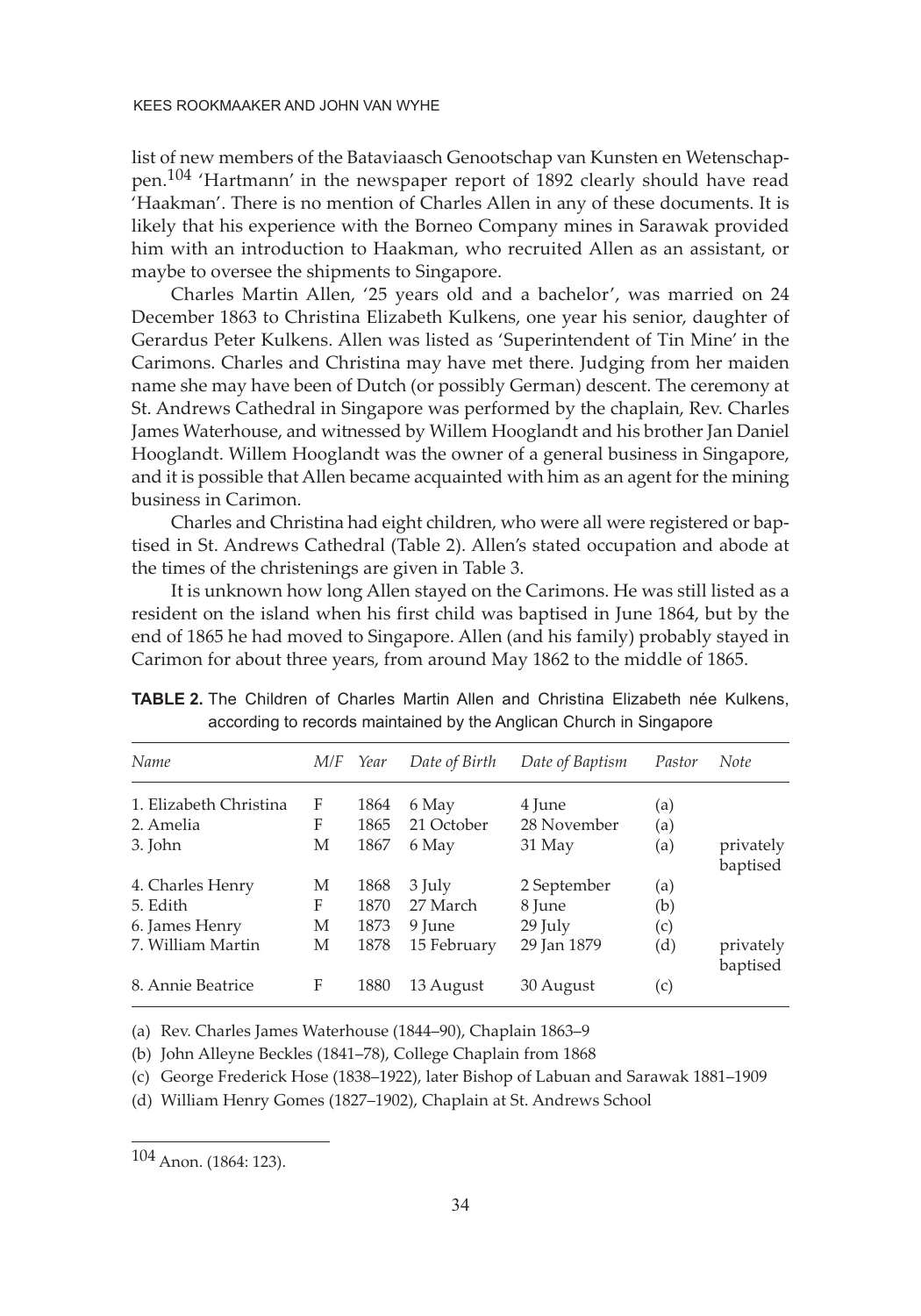list of new members of the Bataviaasch Genootschap van Kunsten en Wetenschappen.[104] 'Hartmann' in the newspaper report of 1892 clearly should have read 'Haakman'. There is no mention of Charles Allen in any of these documents. It is likely that his experience with the Borneo Company mines in Sarawak provided him with an introduction to Haakman, who recruited Allen as an assistant, or maybe to oversee the shipments to Singapore.

Charles Martin Allen, '25 years old and a bachelor', was married on 24 December 1863 to Christina Elizabeth Kulkens, one year his senior, daughter of Gerardus Peter Kulkens. Allen was listed as 'Superintendent of Tin Mine' in the Carimons. Charles and Christina may have met there. Judging from her maiden name she may have been of Dutch (or possibly German) descent. The ceremony at St. Andrews Cathedral in Singapore was performed by the chaplain, Rev. Charles James Waterhouse, and witnessed by Willem Hooglandt and his brother Jan Daniel Hooglandt. Willem Hooglandt was the owner of a general business in Singapore, and it is possible that Allen became acquainted with him as an agent for the mining business in Carimon.

Charles and Christina had eight children, who were all were registered or baptised in St. Andrews Cathedral (Table 2). Allen's stated occupation and abode at the times of the christenings are given in Table 3.

It is unknown how long Allen stayed on the Carimons. He was still listed as a resident on the island when his first child was baptised in June 1864, but by the end of 1865 he had moved to Singapore. Allen (and his family) probably stayed in Carimon for about three years, from around May 1862 to the middle of 1865.

**TABLE 2.** The Children of Charles Martin Allen and Christina Elizabeth née Kulkens, according to records maintained by the Anglican Church in Singapore

| *Name* | *M/F* | *Year* | *Date of Birth* | *Date of Baptism* | *Pastor* | *Note* |
|---|---|---|---|---|---|---|
| 1. Elizabeth Christina | F | 1864 | 6 May | 4 June | (a) | |
| 2. Amelia | F | 1865 | 21 October | 28 November | (a) | |
| 3. John | M | 1867 | 6 May | 31 May | (a) | privately baptised |
| 4. Charles Henry | M | 1868 | 3 July | 2 September | (a) | |
| 5. Edith | F | 1870 | 27 March | 8 June | (b) | |
| 6. James Henry | M | 1873 | 9 June | 29 July | (c) | |
| 7. William Martin | M | 1878 | 15 February | 29 Jan 1879 | (d) | privately baptised |
| 8. Annie Beatrice | F | 1880 | 13 August | 30 August | (c) | |

(a) Rev. Charles James Waterhouse (1844–90), Chaplain 1863–9

(b) John Alleyne Beckles (1841–78), College Chaplain from 1868

(c) George Frederick Hose (1838–1922), later Bishop of Labuan and Sarawak 1881–1909

(d) William Henry Gomes (1827–1902), Chaplain at St. Andrews School

[104] Anon. (1864: 123).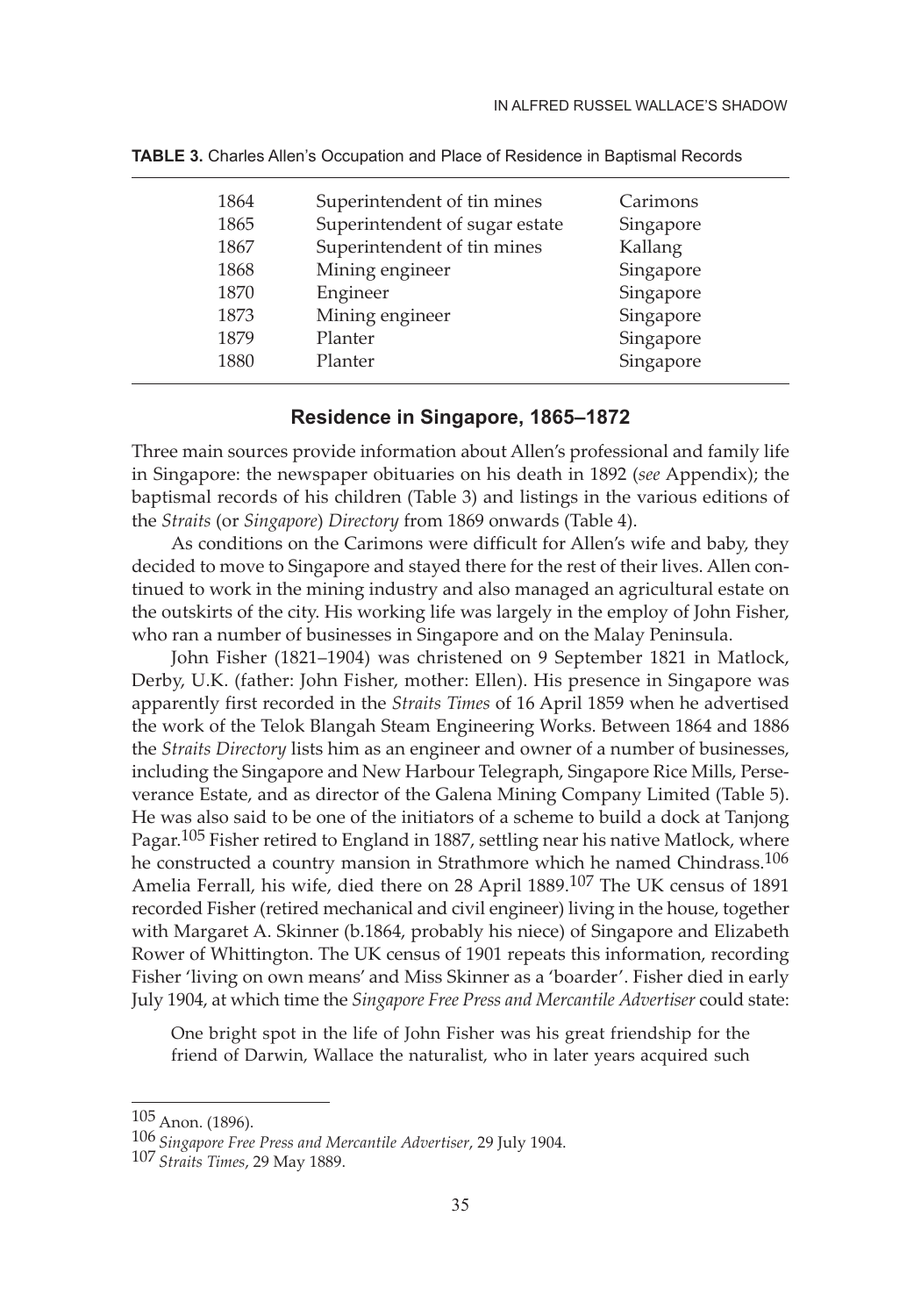**TABLE 3.** Charles Allen's Occupation and Place of Residence in Baptismal Records

| | | |
|---|---|---|
| 1864 | Superintendent of tin mines | Carimons |
| 1865 | Superintendent of sugar estate | Singapore |
| 1867 | Superintendent of tin mines | Kallang |
| 1868 | Mining engineer | Singapore |
| 1870 | Engineer | Singapore |
| 1873 | Mining engineer | Singapore |
| 1879 | Planter | Singapore |
| 1880 | Planter | Singapore |

## Residence in Singapore, 1865–1872

Three main sources provide information about Allen's professional and family life in Singapore: the newspaper obituaries on his death in 1892 (*see* Appendix); the baptismal records of his children (Table 3) and listings in the various editions of the *Straits* (or *Singapore*) *Directory* from 1869 onwards (Table 4).

As conditions on the Carimons were difficult for Allen's wife and baby, they decided to move to Singapore and stayed there for the rest of their lives. Allen continued to work in the mining industry and also managed an agricultural estate on the outskirts of the city. His working life was largely in the employ of John Fisher, who ran a number of businesses in Singapore and on the Malay Peninsula.

John Fisher (1821–1904) was christened on 9 September 1821 in Matlock, Derby, U.K. (father: John Fisher, mother: Ellen). His presence in Singapore was apparently first recorded in the *Straits Times* of 16 April 1859 when he advertised the work of the Telok Blangah Steam Engineering Works. Between 1864 and 1886 the *Straits Directory* lists him as an engineer and owner of a number of businesses, including the Singapore and New Harbour Telegraph, Singapore Rice Mills, Perseverance Estate, and as director of the Galena Mining Company Limited (Table 5). He was also said to be one of the initiators of a scheme to build a dock at Tanjong Pagar.[105] Fisher retired to England in 1887, settling near his native Matlock, where he constructed a country mansion in Strathmore which he named Chindrass.[106] Amelia Ferrall, his wife, died there on 28 April 1889.[107] The UK census of 1891 recorded Fisher (retired mechanical and civil engineer) living in the house, together with Margaret A. Skinner (b.1864, probably his niece) of Singapore and Elizabeth Rower of Whittington. The UK census of 1901 repeats this information, recording Fisher 'living on own means' and Miss Skinner as a 'boarder'. Fisher died in early July 1904, at which time the *Singapore Free Press and Mercantile Advertiser* could state:

> One bright spot in the life of John Fisher was his great friendship for the friend of Darwin, Wallace the naturalist, who in later years acquired such

---

[105] Anon. (1896).

[106] *Singapore Free Press and Mercantile Advertiser*, 29 July 1904.

[107] *Straits Times*, 29 May 1889.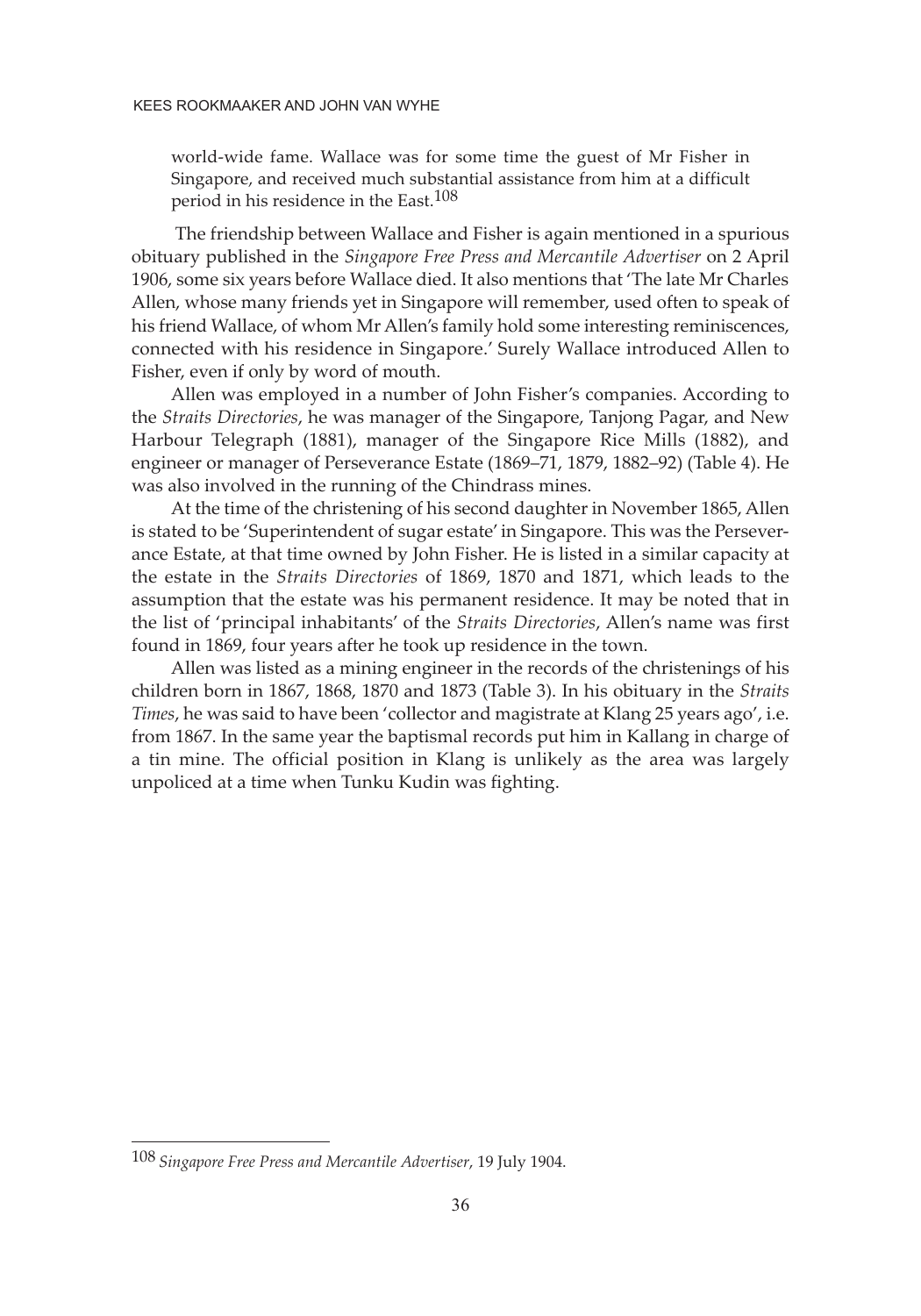world-wide fame. Wallace was for some time the guest of Mr Fisher in Singapore, and received much substantial assistance from him at a difficult period in his residence in the East.[108]

The friendship between Wallace and Fisher is again mentioned in a spurious obituary published in the *Singapore Free Press and Mercantile Advertiser* on 2 April 1906, some six years before Wallace died. It also mentions that 'The late Mr Charles Allen, whose many friends yet in Singapore will remember, used often to speak of his friend Wallace, of whom Mr Allen's family hold some interesting reminiscences, connected with his residence in Singapore.' Surely Wallace introduced Allen to Fisher, even if only by word of mouth.

Allen was employed in a number of John Fisher's companies. According to the *Straits Directories*, he was manager of the Singapore, Tanjong Pagar, and New Harbour Telegraph (1881), manager of the Singapore Rice Mills (1882), and engineer or manager of Perseverance Estate (1869–71, 1879, 1882–92) (Table 4). He was also involved in the running of the Chindrass mines.

At the time of the christening of his second daughter in November 1865, Allen is stated to be 'Superintendent of sugar estate' in Singapore. This was the Perseverance Estate, at that time owned by John Fisher. He is listed in a similar capacity at the estate in the *Straits Directories* of 1869, 1870 and 1871, which leads to the assumption that the estate was his permanent residence. It may be noted that in the list of 'principal inhabitants' of the *Straits Directories*, Allen's name was first found in 1869, four years after he took up residence in the town.

Allen was listed as a mining engineer in the records of the christenings of his children born in 1867, 1868, 1870 and 1873 (Table 3). In his obituary in the *Straits Times*, he was said to have been 'collector and magistrate at Klang 25 years ago', i.e. from 1867. In the same year the baptismal records put him in Kallang in charge of a tin mine. The official position in Klang is unlikely as the area was largely unpoliced at a time when Tunku Kudin was fighting.

---

[108] *Singapore Free Press and Mercantile Advertiser*, 19 July 1904.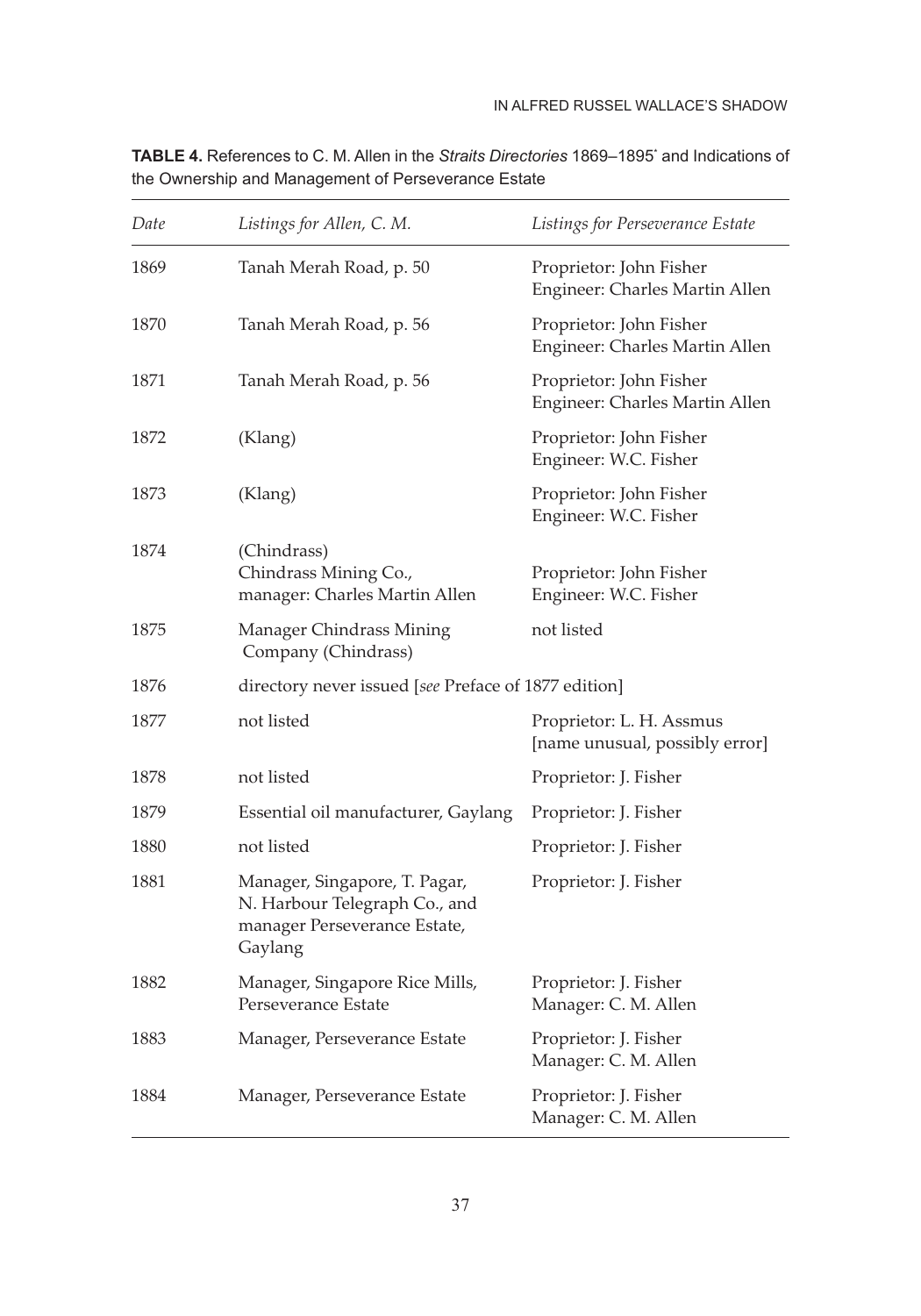**TABLE 4.** References to C. M. Allen in the *Straits Directories* 1869–1895[*] and Indications of the Ownership and Management of Perseverance Estate

| *Date* | *Listings for Allen, C. M.* | *Listings for Perseverance Estate* |
|---|---|---|
| 1869 | Tanah Merah Road, p. 50 | Proprietor: John Fisher<br>Engineer: Charles Martin Allen |
| 1870 | Tanah Merah Road, p. 56 | Proprietor: John Fisher<br>Engineer: Charles Martin Allen |
| 1871 | Tanah Merah Road, p. 56 | Proprietor: John Fisher<br>Engineer: Charles Martin Allen |
| 1872 | (Klang) | Proprietor: John Fisher<br>Engineer: W.C. Fisher |
| 1873 | (Klang) | Proprietor: John Fisher<br>Engineer: W.C. Fisher |
| 1874 | (Chindrass)<br>Chindrass Mining Co.,<br>manager: Charles Martin Allen | Proprietor: John Fisher<br>Engineer: W.C. Fisher |
| 1875 | Manager Chindrass Mining Company (Chindrass) | not listed |
| 1876 | directory never issued [*see* Preface of 1877 edition] | |
| 1877 | not listed | Proprietor: L. H. Assmus<br>[name unusual, possibly error] |
| 1878 | not listed | Proprietor: J. Fisher |
| 1879 | Essential oil manufacturer, Gaylang | Proprietor: J. Fisher |
| 1880 | not listed | Proprietor: J. Fisher |
| 1881 | Manager, Singapore, T. Pagar, N. Harbour Telegraph Co., and manager Perseverance Estate, Gaylang | Proprietor: J. Fisher |
| 1882 | Manager, Singapore Rice Mills, Perseverance Estate | Proprietor: J. Fisher<br>Manager: C. M. Allen |
| 1883 | Manager, Perseverance Estate | Proprietor: J. Fisher<br>Manager: C. M. Allen |
| 1884 | Manager, Perseverance Estate | Proprietor: J. Fisher<br>Manager: C. M. Allen |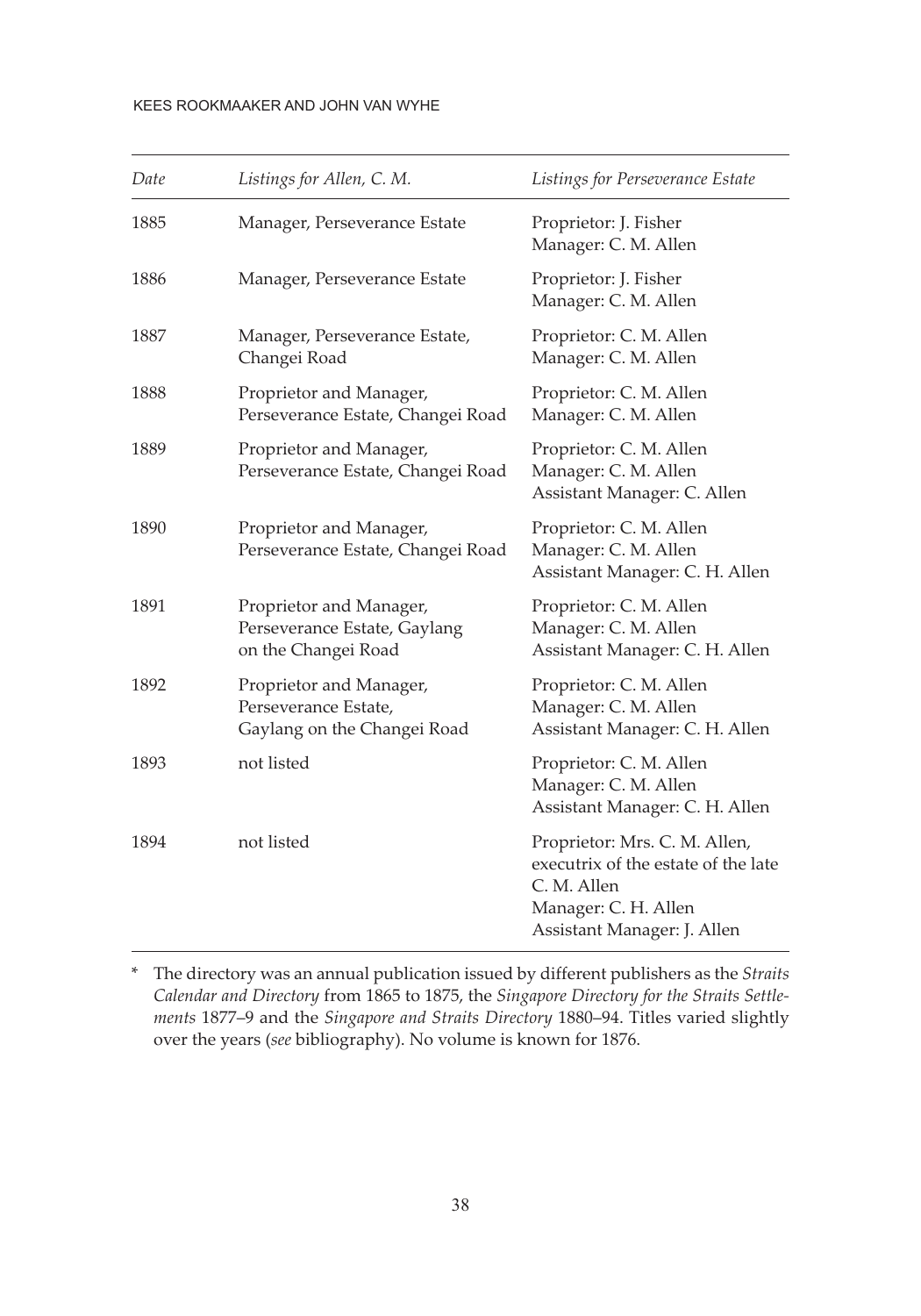| *Date* | *Listings for Allen, C. M.* | *Listings for Perseverance Estate* |
|---|---|---|
| 1885 | Manager, Perseverance Estate | Proprietor: J. Fisher<br>Manager: C. M. Allen |
| 1886 | Manager, Perseverance Estate | Proprietor: J. Fisher<br>Manager: C. M. Allen |
| 1887 | Manager, Perseverance Estate, Changei Road | Proprietor: C. M. Allen<br>Manager: C. M. Allen |
| 1888 | Proprietor and Manager, Perseverance Estate, Changei Road | Proprietor: C. M. Allen<br>Manager: C. M. Allen |
| 1889 | Proprietor and Manager, Perseverance Estate, Changei Road | Proprietor: C. M. Allen<br>Manager: C. M. Allen<br>Assistant Manager: C. Allen |
| 1890 | Proprietor and Manager, Perseverance Estate, Changei Road | Proprietor: C. M. Allen<br>Manager: C. M. Allen<br>Assistant Manager: C. H. Allen |
| 1891 | Proprietor and Manager, Perseverance Estate, Gaylang on the Changei Road | Proprietor: C. M. Allen<br>Manager: C. M. Allen<br>Assistant Manager: C. H. Allen |
| 1892 | Proprietor and Manager, Perseverance Estate, Gaylang on the Changei Road | Proprietor: C. M. Allen<br>Manager: C. M. Allen<br>Assistant Manager: C. H. Allen |
| 1893 | not listed | Proprietor: C. M. Allen<br>Manager: C. M. Allen<br>Assistant Manager: C. H. Allen |
| 1894 | not listed | Proprietor: Mrs. C. M. Allen, executrix of the estate of the late C. M. Allen<br>Manager: C. H. Allen<br>Assistant Manager: J. Allen |

\* The directory was an annual publication issued by different publishers as the *Straits Calendar and Directory* from 1865 to 1875, the *Singapore Directory for the Straits Settlements* 1877–9 and the *Singapore and Straits Directory* 1880–94. Titles varied slightly over the years (*see* bibliography). No volume is known for 1876.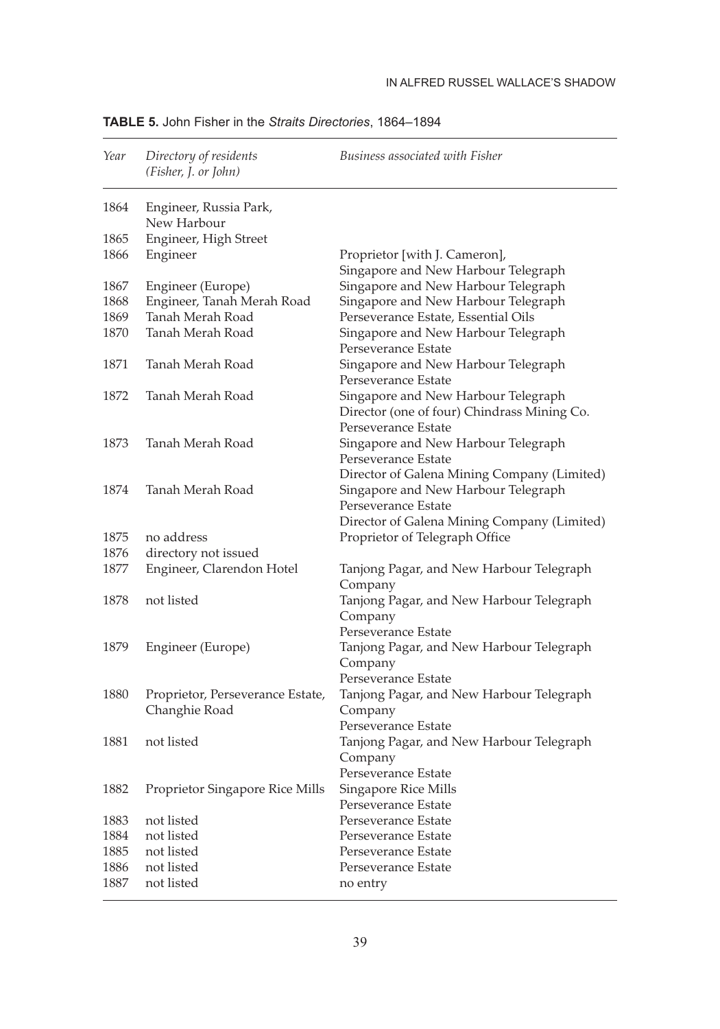**TABLE 5.** John Fisher in the *Straits Directories*, 1864–1894

| *Year* | *Directory of residents (Fisher, J. or John)* | *Business associated with Fisher* |
|---|---|---|
| 1864 | Engineer, Russia Park, New Harbour | |
| 1865 | Engineer, High Street | |
| 1866 | Engineer | Proprietor [with J. Cameron], Singapore and New Harbour Telegraph |
| 1867 | Engineer (Europe) | Singapore and New Harbour Telegraph |
| 1868 | Engineer, Tanah Merah Road | Singapore and New Harbour Telegraph |
| 1869 | Tanah Merah Road | Perseverance Estate, Essential Oils |
| 1870 | Tanah Merah Road | Singapore and New Harbour Telegraph<br>Perseverance Estate |
| 1871 | Tanah Merah Road | Singapore and New Harbour Telegraph<br>Perseverance Estate |
| 1872 | Tanah Merah Road | Singapore and New Harbour Telegraph<br>Director (one of four) Chindrass Mining Co.<br>Perseverance Estate |
| 1873 | Tanah Merah Road | Singapore and New Harbour Telegraph<br>Perseverance Estate<br>Director of Galena Mining Company (Limited) |
| 1874 | Tanah Merah Road | Singapore and New Harbour Telegraph<br>Perseverance Estate<br>Director of Galena Mining Company (Limited) |
| 1875 | no address | Proprietor of Telegraph Office |
| 1876 | directory not issued | |
| 1877 | Engineer, Clarendon Hotel | Tanjong Pagar, and New Harbour Telegraph Company |
| 1878 | not listed | Tanjong Pagar, and New Harbour Telegraph Company<br>Perseverance Estate |
| 1879 | Engineer (Europe) | Tanjong Pagar, and New Harbour Telegraph Company<br>Perseverance Estate |
| 1880 | Proprietor, Perseverance Estate, Changhie Road | Tanjong Pagar, and New Harbour Telegraph Company<br>Perseverance Estate |
| 1881 | not listed | Tanjong Pagar, and New Harbour Telegraph Company<br>Perseverance Estate |
| 1882 | Proprietor Singapore Rice Mills | Singapore Rice Mills<br>Perseverance Estate |
| 1883 | not listed | Perseverance Estate |
| 1884 | not listed | Perseverance Estate |
| 1885 | not listed | Perseverance Estate |
| 1886 | not listed | Perseverance Estate |
| 1887 | not listed | no entry |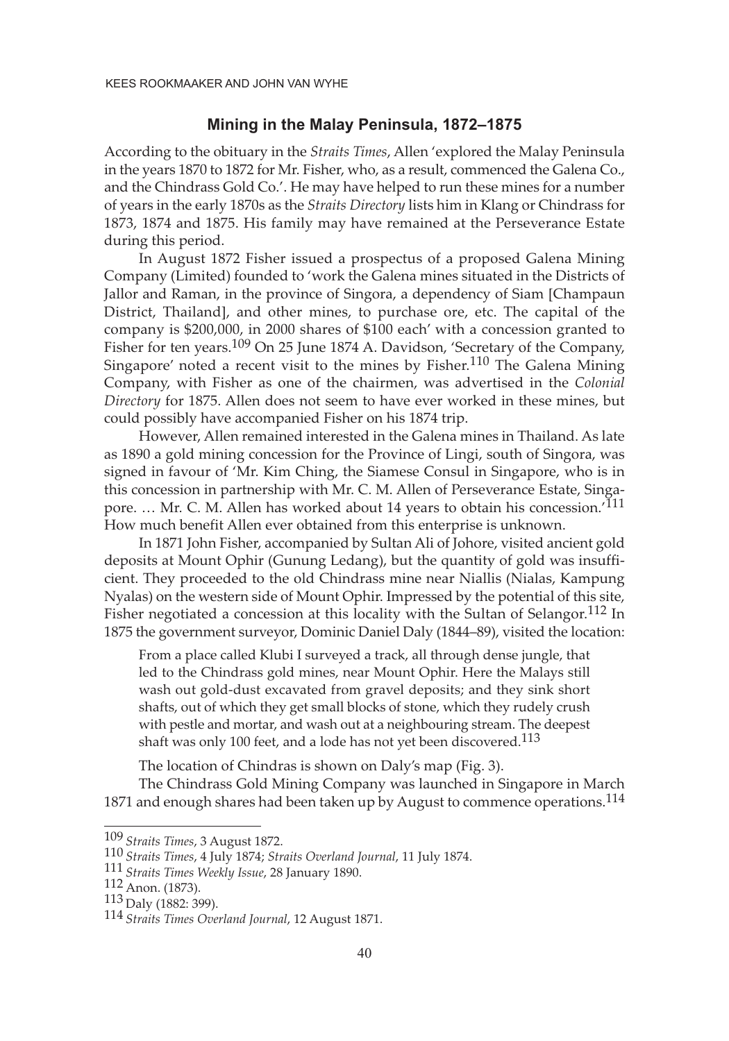## Mining in the Malay Peninsula, 1872–1875

According to the obituary in the *Straits Times*, Allen 'explored the Malay Peninsula in the years 1870 to 1872 for Mr. Fisher, who, as a result, commenced the Galena Co., and the Chindrass Gold Co.'. He may have helped to run these mines for a number of years in the early 1870s as the *Straits Directory* lists him in Klang or Chindrass for 1873, 1874 and 1875. His family may have remained at the Perseverance Estate during this period.

In August 1872 Fisher issued a prospectus of a proposed Galena Mining Company (Limited) founded to 'work the Galena mines situated in the Districts of Jallor and Raman, in the province of Singora, a dependency of Siam [Champaun District, Thailand], and other mines, to purchase ore, etc. The capital of the company is $200,000, in 2000 shares of $100 each' with a concession granted to Fisher for ten years.[109] On 25 June 1874 A. Davidson, 'Secretary of the Company, Singapore' noted a recent visit to the mines by Fisher.[110] The Galena Mining Company, with Fisher as one of the chairmen, was advertised in the *Colonial Directory* for 1875. Allen does not seem to have ever worked in these mines, but could possibly have accompanied Fisher on his 1874 trip.

However, Allen remained interested in the Galena mines in Thailand. As late as 1890 a gold mining concession for the Province of Lingi, south of Singora, was signed in favour of 'Mr. Kim Ching, the Siamese Consul in Singapore, who is in this concession in partnership with Mr. C. M. Allen of Perseverance Estate, Singapore. … Mr. C. M. Allen has worked about 14 years to obtain his concession.'[111] How much benefit Allen ever obtained from this enterprise is unknown.

In 1871 John Fisher, accompanied by Sultan Ali of Johore, visited ancient gold deposits at Mount Ophir (Gunung Ledang), but the quantity of gold was insufficient. They proceeded to the old Chindrass mine near Niallis (Nialas, Kampung Nyalas) on the western side of Mount Ophir. Impressed by the potential of this site, Fisher negotiated a concession at this locality with the Sultan of Selangor.[112] In 1875 the government surveyor, Dominic Daniel Daly (1844–89), visited the location:

> From a place called Klubi I surveyed a track, all through dense jungle, that led to the Chindrass gold mines, near Mount Ophir. Here the Malays still wash out gold-dust excavated from gravel deposits; and they sink short shafts, out of which they get small blocks of stone, which they rudely crush with pestle and mortar, and wash out at a neighbouring stream. The deepest shaft was only 100 feet, and a lode has not yet been discovered.[113]

The location of Chindras is shown on Daly's map (Fig. 3).

The Chindrass Gold Mining Company was launched in Singapore in March 1871 and enough shares had been taken up by August to commence operations.[114]

---

[109] *Straits Times*, 3 August 1872.

[110] *Straits Times*, 4 July 1874; *Straits Overland Journal*, 11 July 1874.

[111] *Straits Times Weekly Issue*, 28 January 1890.

[112] Anon. (1873).

[113] Daly (1882: 399).

[114] *Straits Times Overland Journal*, 12 August 1871.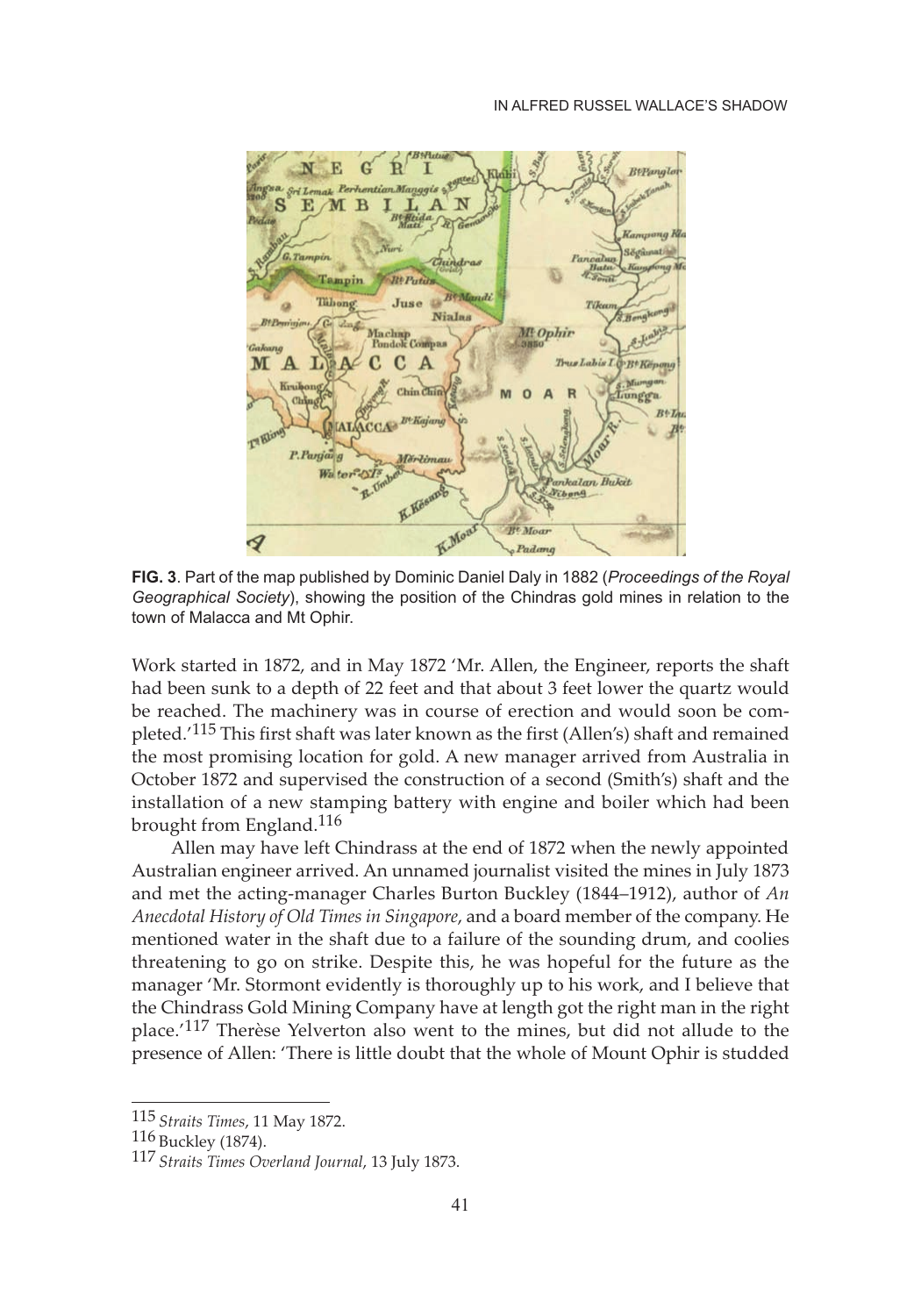**FIG. 3**. Part of the map published by Dominic Daniel Daly in 1882 (*Proceedings of the Royal Geographical Society*), showing the position of the Chindras gold mines in relation to the town of Malacca and Mt Ophir.

Work started in 1872, and in May 1872 'Mr. Allen, the Engineer, reports the shaft had been sunk to a depth of 22 feet and that about 3 feet lower the quartz would be reached. The machinery was in course of erection and would soon be completed.'[115] This first shaft was later known as the first (Allen's) shaft and remained the most promising location for gold. A new manager arrived from Australia in October 1872 and supervised the construction of a second (Smith's) shaft and the installation of a new stamping battery with engine and boiler which had been brought from England.[116]

Allen may have left Chindrass at the end of 1872 when the newly appointed Australian engineer arrived. An unnamed journalist visited the mines in July 1873 and met the acting-manager Charles Burton Buckley (1844–1912), author of *An Anecdotal History of Old Times in Singapore*, and a board member of the company. He mentioned water in the shaft due to a failure of the sounding drum, and coolies threatening to go on strike. Despite this, he was hopeful for the future as the manager 'Mr. Stormont evidently is thoroughly up to his work, and I believe that the Chindrass Gold Mining Company have at length got the right man in the right place.'[117] Therèse Yelverton also went to the mines, but did not allude to the presence of Allen: 'There is little doubt that the whole of Mount Ophir is studded

---

115 *Straits Times*, 11 May 1872.

116 Buckley (1874).

117 *Straits Times Overland Journal*, 13 July 1873.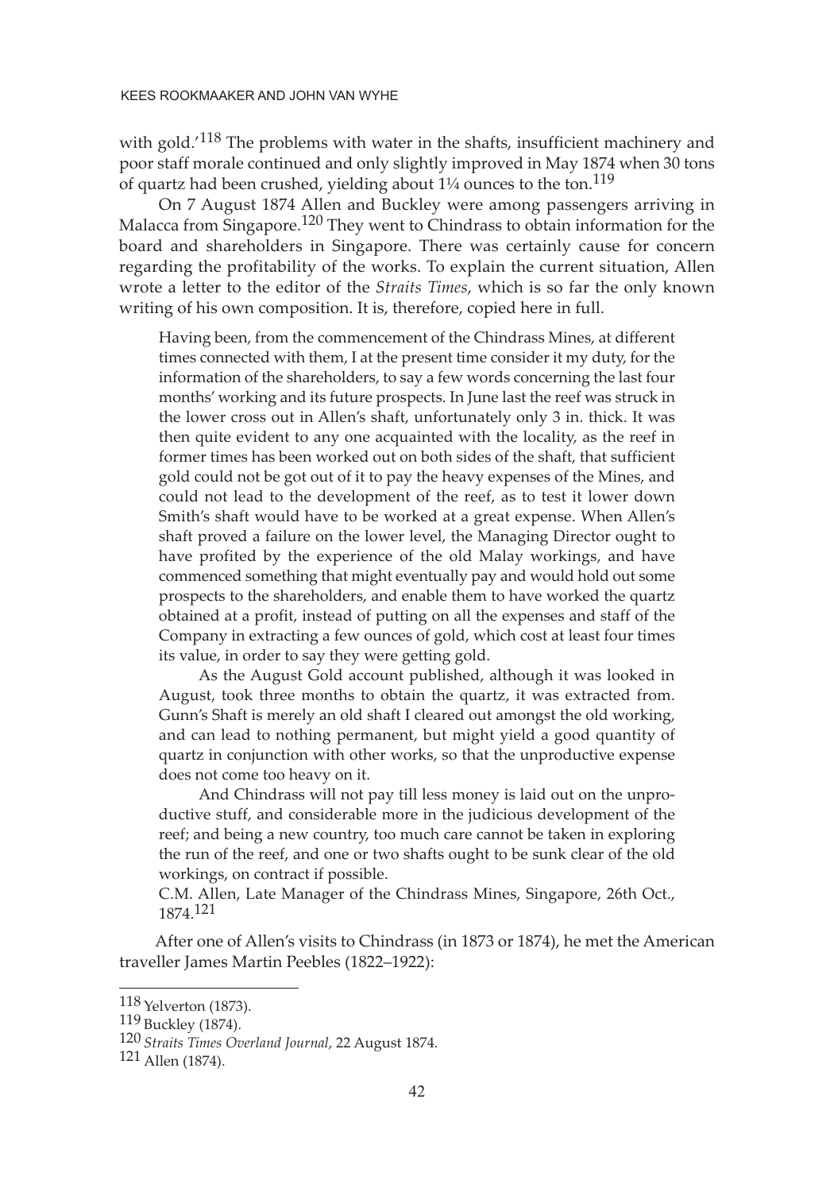with gold.'[118] The problems with water in the shafts, insufficient machinery and poor staff morale continued and only slightly improved in May 1874 when 30 tons of quartz had been crushed, yielding about 1¼ ounces to the ton.[119]

On 7 August 1874 Allen and Buckley were among passengers arriving in Malacca from Singapore.[120] They went to Chindrass to obtain information for the board and shareholders in Singapore. There was certainly cause for concern regarding the profitability of the works. To explain the current situation, Allen wrote a letter to the editor of the *Straits Times*, which is so far the only known writing of his own composition. It is, therefore, copied here in full.

> Having been, from the commencement of the Chindrass Mines, at different times connected with them, I at the present time consider it my duty, for the information of the shareholders, to say a few words concerning the last four months' working and its future prospects. In June last the reef was struck in the lower cross out in Allen's shaft, unfortunately only 3 in. thick. It was then quite evident to any one acquainted with the locality, as the reef in former times has been worked out on both sides of the shaft, that sufficient gold could not be got out of it to pay the heavy expenses of the Mines, and could not lead to the development of the reef, as to test it lower down Smith's shaft would have to be worked at a great expense. When Allen's shaft proved a failure on the lower level, the Managing Director ought to have profited by the experience of the old Malay workings, and have commenced something that might eventually pay and would hold out some prospects to the shareholders, and enable them to have worked the quartz obtained at a profit, instead of putting on all the expenses and staff of the Company in extracting a few ounces of gold, which cost at least four times its value, in order to say they were getting gold.
>
> As the August Gold account published, although it was looked in August, took three months to obtain the quartz, it was extracted from. Gunn's Shaft is merely an old shaft I cleared out amongst the old working, and can lead to nothing permanent, but might yield a good quantity of quartz in conjunction with other works, so that the unproductive expense does not come too heavy on it.
>
> And Chindrass will not pay till less money is laid out on the unproductive stuff, and considerable more in the judicious development of the reef; and being a new country, too much care cannot be taken in exploring the run of the reef, and one or two shafts ought to be sunk clear of the old workings, on contract if possible.
>
> C.M. Allen, Late Manager of the Chindrass Mines, Singapore, 26th Oct., 1874.[121]

After one of Allen's visits to Chindrass (in 1873 or 1874), he met the American traveller James Martin Peebles (1822–1922):

---

[118] Yelverton (1873).

[119] Buckley (1874).

[120] *Straits Times Overland Journal*, 22 August 1874.

[121] Allen (1874).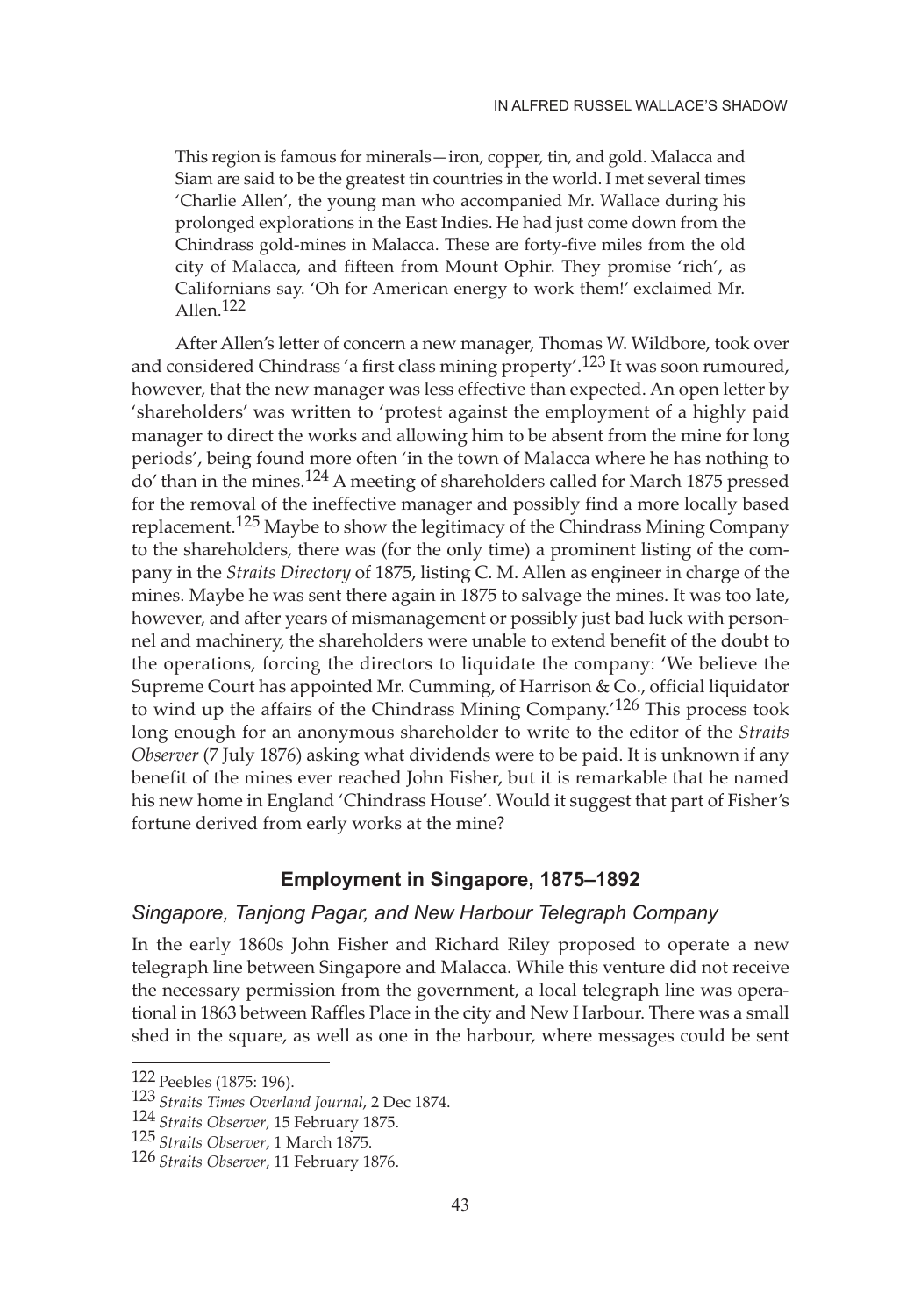> This region is famous for minerals—iron, copper, tin, and gold. Malacca and Siam are said to be the greatest tin countries in the world. I met several times 'Charlie Allen', the young man who accompanied Mr. Wallace during his prolonged explorations in the East Indies. He had just come down from the Chindrass gold-mines in Malacca. These are forty-five miles from the old city of Malacca, and fifteen from Mount Ophir. They promise 'rich', as Californians say. 'Oh for American energy to work them!' exclaimed Mr. Allen.[122]

After Allen's letter of concern a new manager, Thomas W. Wildbore, took over and considered Chindrass 'a first class mining property'.[123] It was soon rumoured, however, that the new manager was less effective than expected. An open letter by 'shareholders' was written to 'protest against the employment of a highly paid manager to direct the works and allowing him to be absent from the mine for long periods', being found more often 'in the town of Malacca where he has nothing to do' than in the mines.[124] A meeting of shareholders called for March 1875 pressed for the removal of the ineffective manager and possibly find a more locally based replacement.[125] Maybe to show the legitimacy of the Chindrass Mining Company to the shareholders, there was (for the only time) a prominent listing of the company in the *Straits Directory* of 1875, listing C. M. Allen as engineer in charge of the mines. Maybe he was sent there again in 1875 to salvage the mines. It was too late, however, and after years of mismanagement or possibly just bad luck with personnel and machinery, the shareholders were unable to extend benefit of the doubt to the operations, forcing the directors to liquidate the company: 'We believe the Supreme Court has appointed Mr. Cumming, of Harrison & Co., official liquidator to wind up the affairs of the Chindrass Mining Company.'[126] This process took long enough for an anonymous shareholder to write to the editor of the *Straits Observer* (7 July 1876) asking what dividends were to be paid. It is unknown if any benefit of the mines ever reached John Fisher, but it is remarkable that he named his new home in England 'Chindrass House'. Would it suggest that part of Fisher's fortune derived from early works at the mine?

## Employment in Singapore, 1875–1892

### *Singapore, Tanjong Pagar, and New Harbour Telegraph Company*

In the early 1860s John Fisher and Richard Riley proposed to operate a new telegraph line between Singapore and Malacca. While this venture did not receive the necessary permission from the government, a local telegraph line was operational in 1863 between Raffles Place in the city and New Harbour. There was a small shed in the square, as well as one in the harbour, where messages could be sent

---

[122] Peebles (1875: 196).

[123] *Straits Times Overland Journal*, 2 Dec 1874.

[124] *Straits Observer*, 15 February 1875.

[125] *Straits Observer*, 1 March 1875.

[126] *Straits Observer*, 11 February 1876.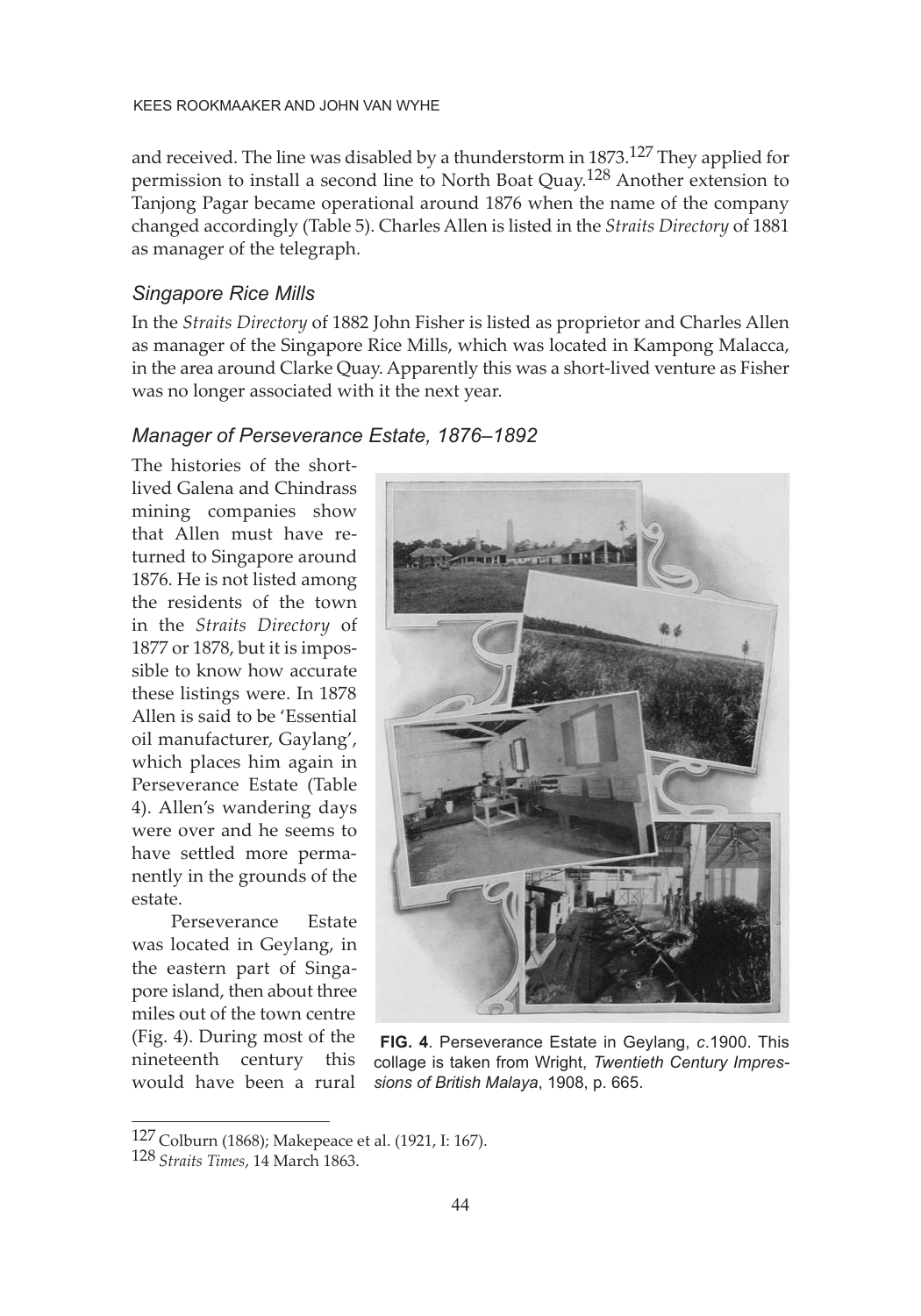and received. The line was disabled by a thunderstorm in 1873.[127] They applied for permission to install a second line to North Boat Quay.[128] Another extension to Tanjong Pagar became operational around 1876 when the name of the company changed accordingly (Table 5). Charles Allen is listed in the *Straits Directory* of 1881 as manager of the telegraph.

### *Singapore Rice Mills*

In the *Straits Directory* of 1882 John Fisher is listed as proprietor and Charles Allen as manager of the Singapore Rice Mills, which was located in Kampong Malacca, in the area around Clarke Quay. Apparently this was a short-lived venture as Fisher was no longer associated with it the next year.

### *Manager of Perseverance Estate, 1876–1892*

The histories of the short-lived Galena and Chindrass mining companies show that Allen must have returned to Singapore around 1876. He is not listed among the residents of the town in the *Straits Directory* of 1877 or 1878, but it is impossible to know how accurate these listings were. In 1878 Allen is said to be 'Essential oil manufacturer, Gaylang', which places him again in Perseverance Estate (Table 4). Allen's wandering days were over and he seems to have settled more permanently in the grounds of the estate.

Perseverance Estate was located in Geylang, in the eastern part of Singapore island, then about three miles out of the town centre (Fig. 4). During most of the nineteenth century this would have been a rural

**FIG. 4**. Perseverance Estate in Geylang, *c*.1900. This collage is taken from Wright, *Twentieth Century Impressions of British Malaya*, 1908, p. 665.

---

[127] Colburn (1868); Makepeace et al. (1921, I: 167).

[128] *Straits Times*, 14 March 1863.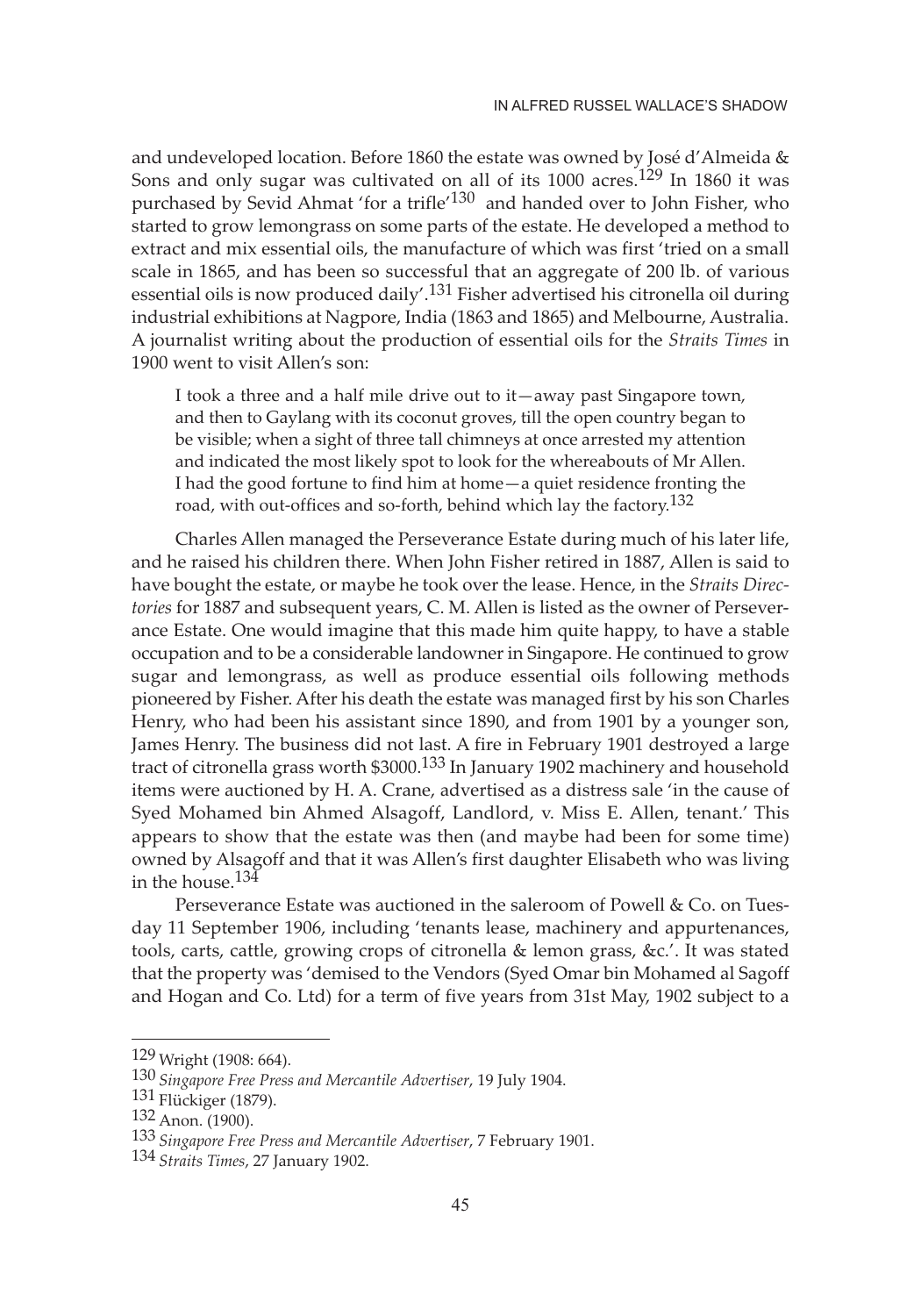and undeveloped location. Before 1860 the estate was owned by José d'Almeida & Sons and only sugar was cultivated on all of its 1000 acres.[129] In 1860 it was purchased by Sevid Ahmat 'for a trifle'[130] and handed over to John Fisher, who started to grow lemongrass on some parts of the estate. He developed a method to extract and mix essential oils, the manufacture of which was first 'tried on a small scale in 1865, and has been so successful that an aggregate of 200 lb. of various essential oils is now produced daily'.[131] Fisher advertised his citronella oil during industrial exhibitions at Nagpore, India (1863 and 1865) and Melbourne, Australia. A journalist writing about the production of essential oils for the *Straits Times* in 1900 went to visit Allen's son:

> I took a three and a half mile drive out to it—away past Singapore town, and then to Gaylang with its coconut groves, till the open country began to be visible; when a sight of three tall chimneys at once arrested my attention and indicated the most likely spot to look for the whereabouts of Mr Allen. I had the good fortune to find him at home—a quiet residence fronting the road, with out-offices and so-forth, behind which lay the factory.[132]

Charles Allen managed the Perseverance Estate during much of his later life, and he raised his children there. When John Fisher retired in 1887, Allen is said to have bought the estate, or maybe he took over the lease. Hence, in the *Straits Directories* for 1887 and subsequent years, C. M. Allen is listed as the owner of Perseverance Estate. One would imagine that this made him quite happy, to have a stable occupation and to be a considerable landowner in Singapore. He continued to grow sugar and lemongrass, as well as produce essential oils following methods pioneered by Fisher. After his death the estate was managed first by his son Charles Henry, who had been his assistant since 1890, and from 1901 by a younger son, James Henry. The business did not last. A fire in February 1901 destroyed a large tract of citronella grass worth $3000.[133] In January 1902 machinery and household items were auctioned by H. A. Crane, advertised as a distress sale 'in the cause of Syed Mohamed bin Ahmed Alsagoff, Landlord, v. Miss E. Allen, tenant.' This appears to show that the estate was then (and maybe had been for some time) owned by Alsagoff and that it was Allen's first daughter Elisabeth who was living in the house.[134]

Perseverance Estate was auctioned in the saleroom of Powell & Co. on Tuesday 11 September 1906, including 'tenants lease, machinery and appurtenances, tools, carts, cattle, growing crops of citronella & lemon grass, &c.'. It was stated that the property was 'demised to the Vendors (Syed Omar bin Mohamed al Sagoff and Hogan and Co. Ltd) for a term of five years from 31st May, 1902 subject to a

---

[129] Wright (1908: 664).

[130] *Singapore Free Press and Mercantile Advertiser*, 19 July 1904.

[131] Flückiger (1879).

[132] Anon. (1900).

[133] *Singapore Free Press and Mercantile Advertiser*, 7 February 1901.

[134] *Straits Times*, 27 January 1902.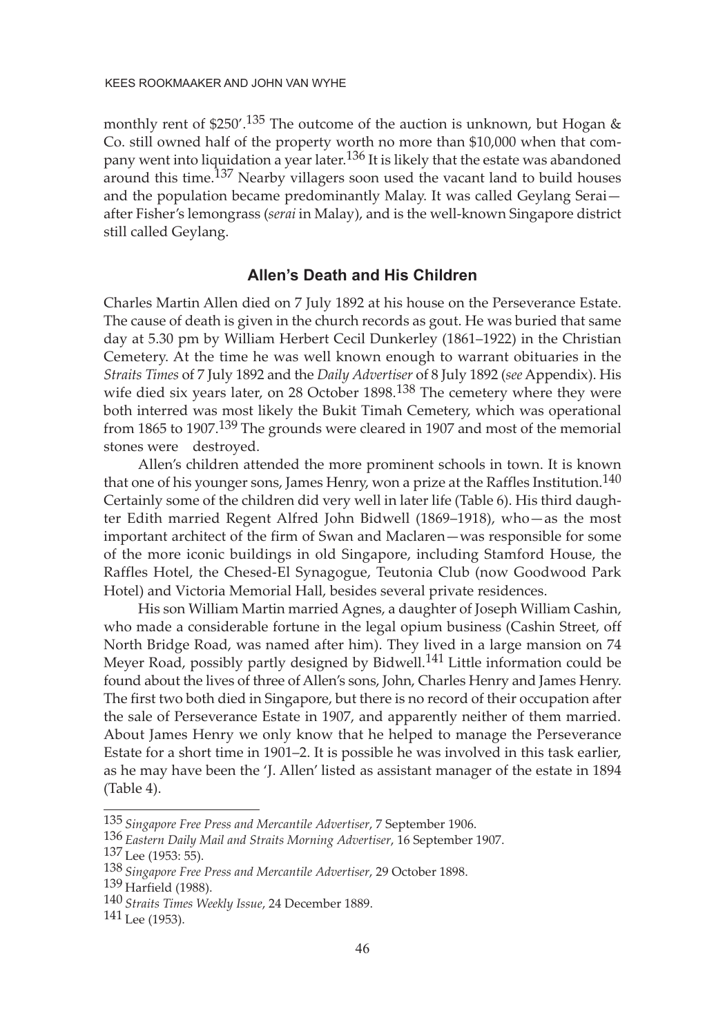monthly rent of $250'.[135] The outcome of the auction is unknown, but Hogan & Co. still owned half of the property worth no more than $10,000 when that company went into liquidation a year later.[136] It is likely that the estate was abandoned around this time.[137] Nearby villagers soon used the vacant land to build houses and the population became predominantly Malay. It was called Geylang Serai—after Fisher's lemongrass (*serai* in Malay), and is the well-known Singapore district still called Geylang.

## Allen's Death and His Children

Charles Martin Allen died on 7 July 1892 at his house on the Perseverance Estate. The cause of death is given in the church records as gout. He was buried that same day at 5.30 pm by William Herbert Cecil Dunkerley (1861–1922) in the Christian Cemetery. At the time he was well known enough to warrant obituaries in the *Straits Times* of 7 July 1892 and the *Daily Advertiser* of 8 July 1892 (*see* Appendix). His wife died six years later, on 28 October 1898.[138] The cemetery where they were both interred was most likely the Bukit Timah Cemetery, which was operational from 1865 to 1907.[139] The grounds were cleared in 1907 and most of the memorial stones were destroyed.

Allen's children attended the more prominent schools in town. It is known that one of his younger sons, James Henry, won a prize at the Raffles Institution.[140] Certainly some of the children did very well in later life (Table 6). His third daughter Edith married Regent Alfred John Bidwell (1869–1918), who—as the most important architect of the firm of Swan and Maclaren—was responsible for some of the more iconic buildings in old Singapore, including Stamford House, the Raffles Hotel, the Chesed-El Synagogue, Teutonia Club (now Goodwood Park Hotel) and Victoria Memorial Hall, besides several private residences.

His son William Martin married Agnes, a daughter of Joseph William Cashin, who made a considerable fortune in the legal opium business (Cashin Street, off North Bridge Road, was named after him). They lived in a large mansion on 74 Meyer Road, possibly partly designed by Bidwell.[141] Little information could be found about the lives of three of Allen's sons, John, Charles Henry and James Henry. The first two both died in Singapore, but there is no record of their occupation after the sale of Perseverance Estate in 1907, and apparently neither of them married. About James Henry we only know that he helped to manage the Perseverance Estate for a short time in 1901–2. It is possible he was involved in this task earlier, as he may have been the 'J. Allen' listed as assistant manager of the estate in 1894 (Table 4).

---

[135] *Singapore Free Press and Mercantile Advertiser*, 7 September 1906.

[136] *Eastern Daily Mail and Straits Morning Advertiser*, 16 September 1907.

[137] Lee (1953: 55).

[138] *Singapore Free Press and Mercantile Advertiser*, 29 October 1898.

[139] Harfield (1988).

[140] *Straits Times Weekly Issue*, 24 December 1889.

[141] Lee (1953).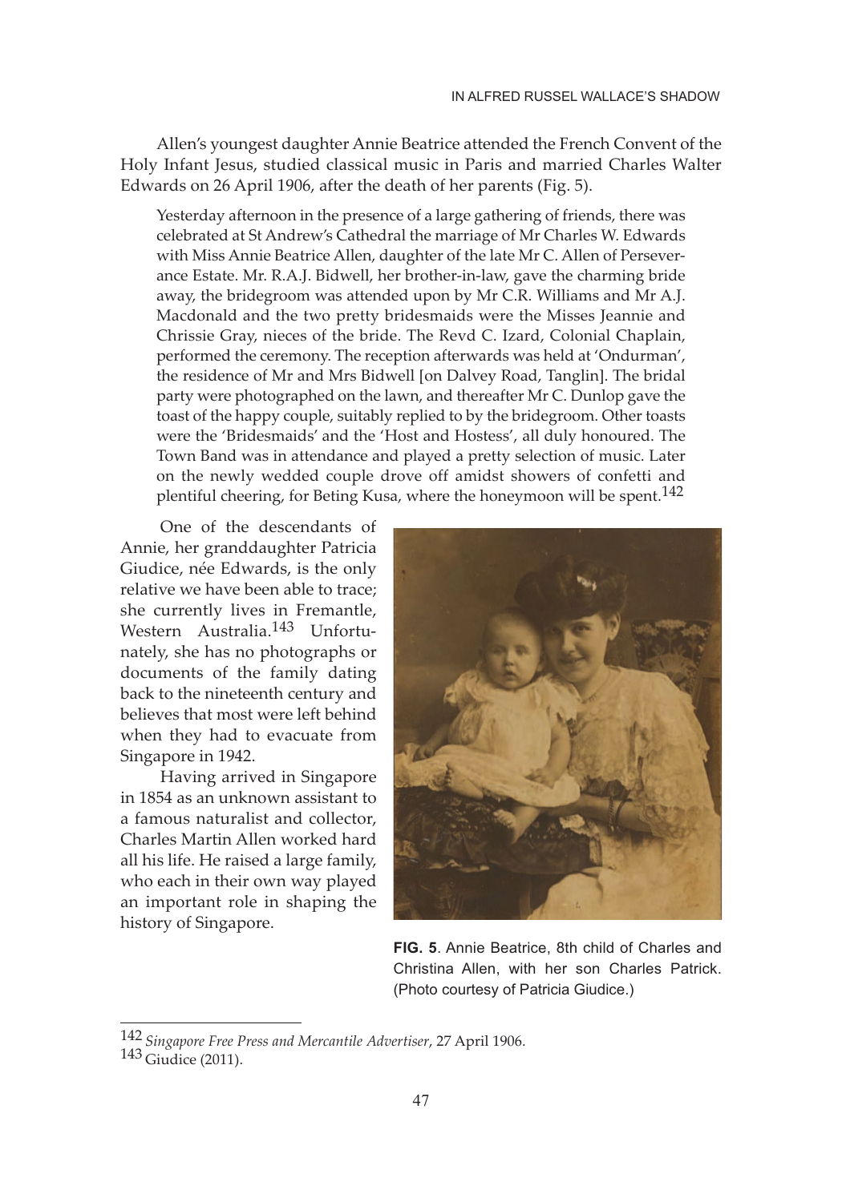Allen's youngest daughter Annie Beatrice attended the French Convent of the Holy Infant Jesus, studied classical music in Paris and married Charles Walter Edwards on 26 April 1906, after the death of her parents (Fig. 5).

> Yesterday afternoon in the presence of a large gathering of friends, there was celebrated at St Andrew's Cathedral the marriage of Mr Charles W. Edwards with Miss Annie Beatrice Allen, daughter of the late Mr C. Allen of Perseverance Estate. Mr. R.A.J. Bidwell, her brother-in-law, gave the charming bride away, the bridegroom was attended upon by Mr C.R. Williams and Mr A.J. Macdonald and the two pretty bridesmaids were the Misses Jeannie and Chrissie Gray, nieces of the bride. The Revd C. Izard, Colonial Chaplain, performed the ceremony. The reception afterwards was held at 'Ondurman', the residence of Mr and Mrs Bidwell [on Dalvey Road, Tanglin]. The bridal party were photographed on the lawn, and thereafter Mr C. Dunlop gave the toast of the happy couple, suitably replied to by the bridegroom. Other toasts were the 'Bridesmaids' and the 'Host and Hostess', all duly honoured. The Town Band was in attendance and played a pretty selection of music. Later on the newly wedded couple drove off amidst showers of confetti and plentiful cheering, for Beting Kusa, where the honeymoon will be spent.[142]

One of the descendants of Annie, her granddaughter Patricia Giudice, née Edwards, is the only relative we have been able to trace; she currently lives in Fremantle, Western Australia.[143] Unfortunately, she has no photographs or documents of the family dating back to the nineteenth century and believes that most were left behind when they had to evacuate from Singapore in 1942.

Having arrived in Singapore in 1854 as an unknown assistant to a famous naturalist and collector, Charles Martin Allen worked hard all his life. He raised a large family, who each in their own way played an important role in shaping the history of Singapore.

**FIG. 5**. Annie Beatrice, 8th child of Charles and Christina Allen, with her son Charles Patrick. (Photo courtesy of Patricia Giudice.)

---

[142] *Singapore Free Press and Mercantile Advertiser*, 27 April 1906.

[143] Giudice (2011).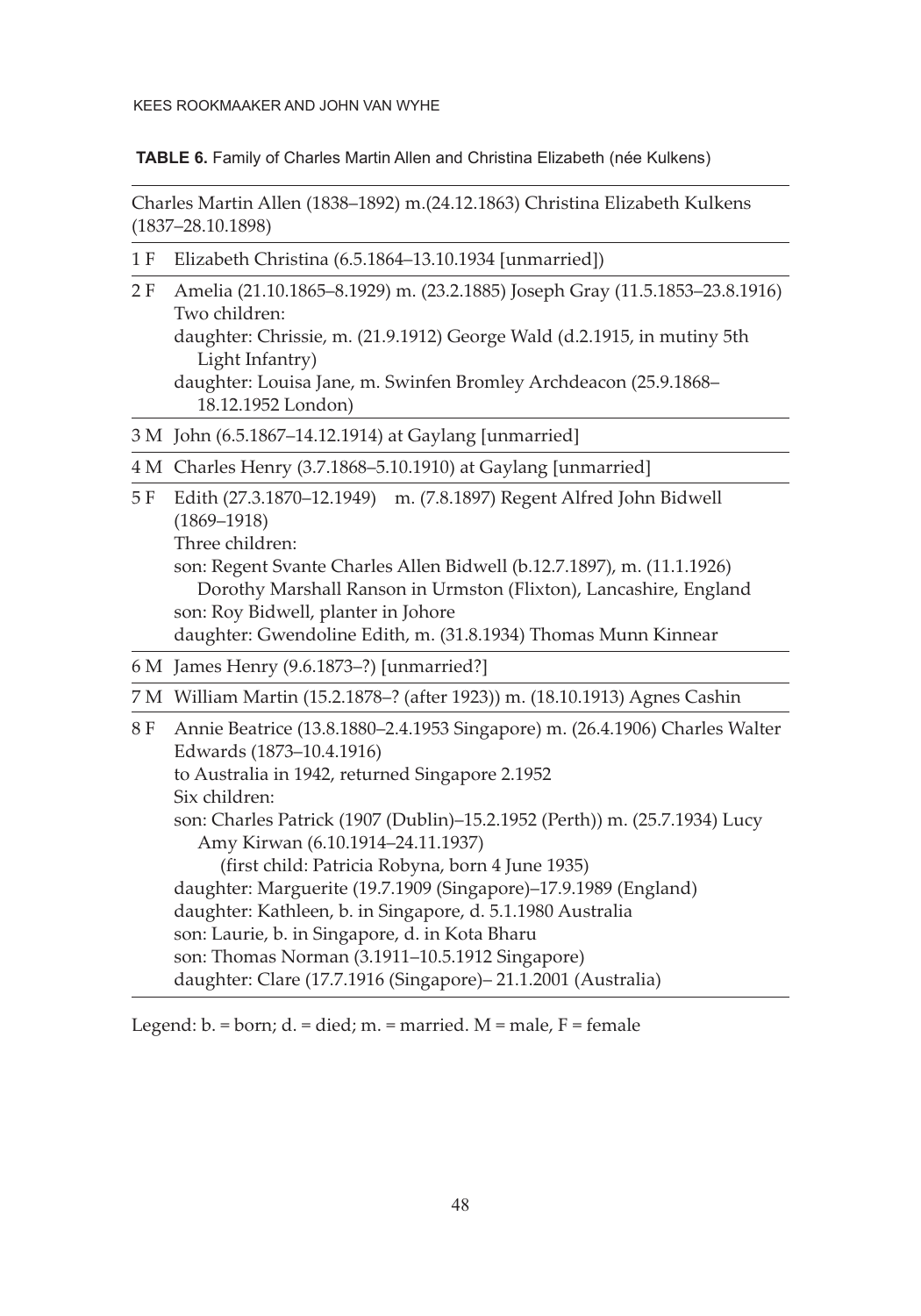**TABLE 6.** Family of Charles Martin Allen and Christina Elizabeth (née Kulkens)

| | Charles Martin Allen (1838–1892) m.(24.12.1863) Christina Elizabeth Kulkens (1837–28.10.1898) |
|---|---|
| 1 F | Elizabeth Christina (6.5.1864–13.10.1934 [unmarried]) |
| 2 F | Amelia (21.10.1865–8.1929) m. (23.2.1885) Joseph Gray (11.5.1853–23.8.1916)<br>Two children:<br>daughter: Chrissie, m. (21.9.1912) George Wald (d.2.1915, in mutiny 5th Light Infantry)<br>daughter: Louisa Jane, m. Swinfen Bromley Archdeacon (25.9.1868–18.12.1952 London) |
| 3 M | John (6.5.1867–14.12.1914) at Gaylang [unmarried] |
| 4 M | Charles Henry (3.7.1868–5.10.1910) at Gaylang [unmarried] |
| 5 F | Edith (27.3.1870–12.1949) m. (7.8.1897) Regent Alfred John Bidwell (1869–1918)<br>Three children:<br>son: Regent Svante Charles Allen Bidwell (b.12.7.1897), m. (11.1.1926) Dorothy Marshall Ranson in Urmston (Flixton), Lancashire, England<br>son: Roy Bidwell, planter in Johore<br>daughter: Gwendoline Edith, m. (31.8.1934) Thomas Munn Kinnear |
| 6 M | James Henry (9.6.1873–?) [unmarried?] |
| 7 M | William Martin (15.2.1878–? (after 1923)) m. (18.10.1913) Agnes Cashin |
| 8 F | Annie Beatrice (13.8.1880–2.4.1953 Singapore) m. (26.4.1906) Charles Walter Edwards (1873–10.4.1916)<br>to Australia in 1942, returned Singapore 2.1952<br>Six children:<br>son: Charles Patrick (1907 (Dublin)–15.2.1952 (Perth)) m. (25.7.1934) Lucy Amy Kirwan (6.10.1914–24.11.1937)<br>(first child: Patricia Robyna, born 4 June 1935)<br>daughter: Marguerite (19.7.1909 (Singapore)–17.9.1989 (England)<br>daughter: Kathleen, b. in Singapore, d. 5.1.1980 Australia<br>son: Laurie, b. in Singapore, d. in Kota Bharu<br>son: Thomas Norman (3.1911–10.5.1912 Singapore)<br>daughter: Clare (17.7.1916 (Singapore)– 21.1.2001 (Australia) |

Legend: b. = born; d. = died; m. = married. M = male, F = female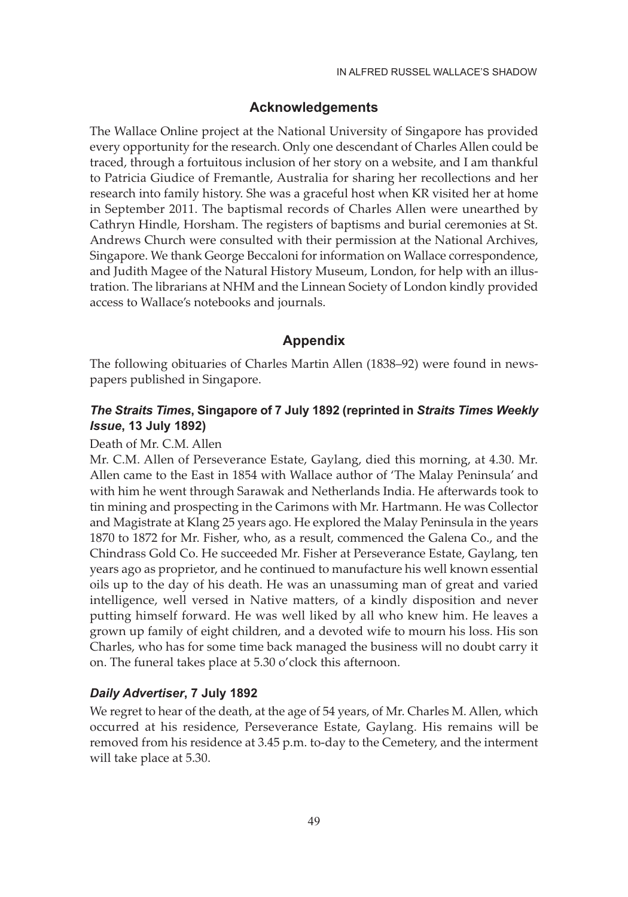## Acknowledgements

The Wallace Online project at the National University of Singapore has provided every opportunity for the research. Only one descendant of Charles Allen could be traced, through a fortuitous inclusion of her story on a website, and I am thankful to Patricia Giudice of Fremantle, Australia for sharing her recollections and her research into family history. She was a graceful host when KR visited her at home in September 2011. The baptismal records of Charles Allen were unearthed by Cathryn Hindle, Horsham. The registers of baptisms and burial ceremonies at St. Andrews Church were consulted with their permission at the National Archives, Singapore. We thank George Beccaloni for information on Wallace correspondence, and Judith Magee of the Natural History Museum, London, for help with an illustration. The librarians at NHM and the Linnean Society of London kindly provided access to Wallace's notebooks and journals.

## Appendix

The following obituaries of Charles Martin Allen (1838–92) were found in newspapers published in Singapore.

### *The Straits Times*, Singapore of 7 July 1892 (reprinted in *Straits Times Weekly Issue*, 13 July 1892)

Death of Mr. C.M. Allen

Mr. C.M. Allen of Perseverance Estate, Gaylang, died this morning, at 4.30. Mr. Allen came to the East in 1854 with Wallace author of 'The Malay Peninsula' and with him he went through Sarawak and Netherlands India. He afterwards took to tin mining and prospecting in the Carimons with Mr. Hartmann. He was Collector and Magistrate at Klang 25 years ago. He explored the Malay Peninsula in the years 1870 to 1872 for Mr. Fisher, who, as a result, commenced the Galena Co., and the Chindrass Gold Co. He succeeded Mr. Fisher at Perseverance Estate, Gaylang, ten years ago as proprietor, and he continued to manufacture his well known essential oils up to the day of his death. He was an unassuming man of great and varied intelligence, well versed in Native matters, of a kindly disposition and never putting himself forward. He was well liked by all who knew him. He leaves a grown up family of eight children, and a devoted wife to mourn his loss. His son Charles, who has for some time back managed the business will no doubt carry it on. The funeral takes place at 5.30 o'clock this afternoon.

### *Daily Advertiser*, 7 July 1892

We regret to hear of the death, at the age of 54 years, of Mr. Charles M. Allen, which occurred at his residence, Perseverance Estate, Gaylang. His remains will be removed from his residence at 3.45 p.m. to-day to the Cemetery, and the interment will take place at 5.30.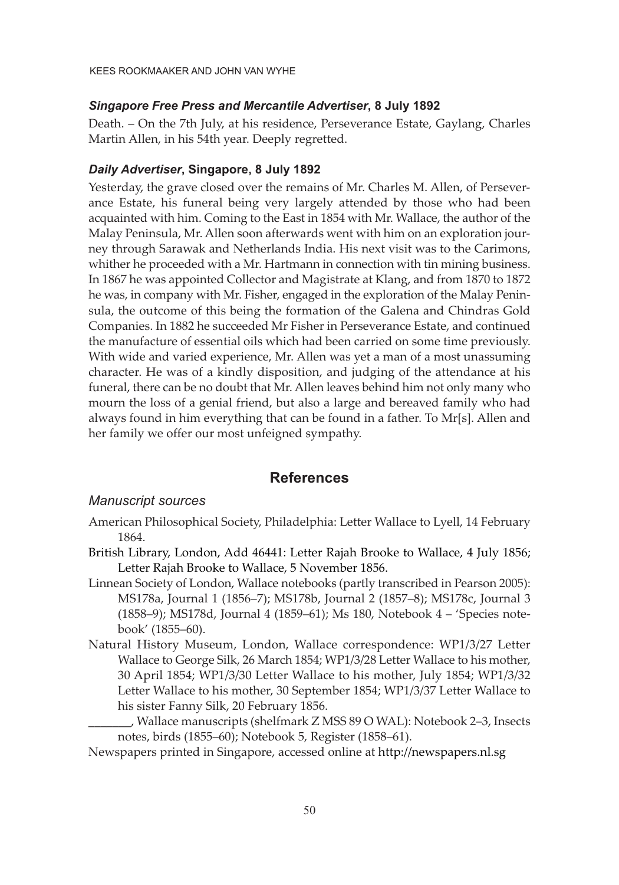### *Singapore Free Press and Mercantile Advertiser*, 8 July 1892

Death. – On the 7th July, at his residence, Perseverance Estate, Gaylang, Charles Martin Allen, in his 54th year. Deeply regretted.

### *Daily Advertiser*, Singapore, 8 July 1892

Yesterday, the grave closed over the remains of Mr. Charles M. Allen, of Perseverance Estate, his funeral being very largely attended by those who had been acquainted with him. Coming to the East in 1854 with Mr. Wallace, the author of the Malay Peninsula, Mr. Allen soon afterwards went with him on an exploration journey through Sarawak and Netherlands India. His next visit was to the Carimons, whither he proceeded with a Mr. Hartmann in connection with tin mining business. In 1867 he was appointed Collector and Magistrate at Klang, and from 1870 to 1872 he was, in company with Mr. Fisher, engaged in the exploration of the Malay Peninsula, the outcome of this being the formation of the Galena and Chindras Gold Companies. In 1882 he succeeded Mr Fisher in Perseverance Estate, and continued the manufacture of essential oils which had been carried on some time previously. With wide and varied experience, Mr. Allen was yet a man of a most unassuming character. He was of a kindly disposition, and judging of the attendance at his funeral, there can be no doubt that Mr. Allen leaves behind him not only many who mourn the loss of a genial friend, but also a large and bereaved family who had always found in him everything that can be found in a father. To Mr[s]. Allen and her family we offer our most unfeigned sympathy.

## References

### *Manuscript sources*

American Philosophical Society, Philadelphia: Letter Wallace to Lyell, 14 February 1864.

British Library, London, Add 46441: Letter Rajah Brooke to Wallace, 4 July 1856; Letter Rajah Brooke to Wallace, 5 November 1856.

Linnean Society of London, Wallace notebooks (partly transcribed in Pearson 2005): MS178a, Journal 1 (1856–7); MS178b, Journal 2 (1857–8); MS178c, Journal 3 (1858–9); MS178d, Journal 4 (1859–61); Ms 180, Notebook 4 – 'Species notebook' (1855–60).

Natural History Museum, London, Wallace correspondence: WP1/3/27 Letter Wallace to George Silk, 26 March 1854; WP1/3/28 Letter Wallace to his mother, 30 April 1854; WP1/3/30 Letter Wallace to his mother, July 1854; WP1/3/32 Letter Wallace to his mother, 30 September 1854; WP1/3/37 Letter Wallace to his sister Fanny Silk, 20 February 1856.

_______, Wallace manuscripts (shelfmark Z MSS 89 O WAL): Notebook 2–3, Insects notes, birds (1855–60); Notebook 5, Register (1858–61).

Newspapers printed in Singapore, accessed online at http://newspapers.nl.sg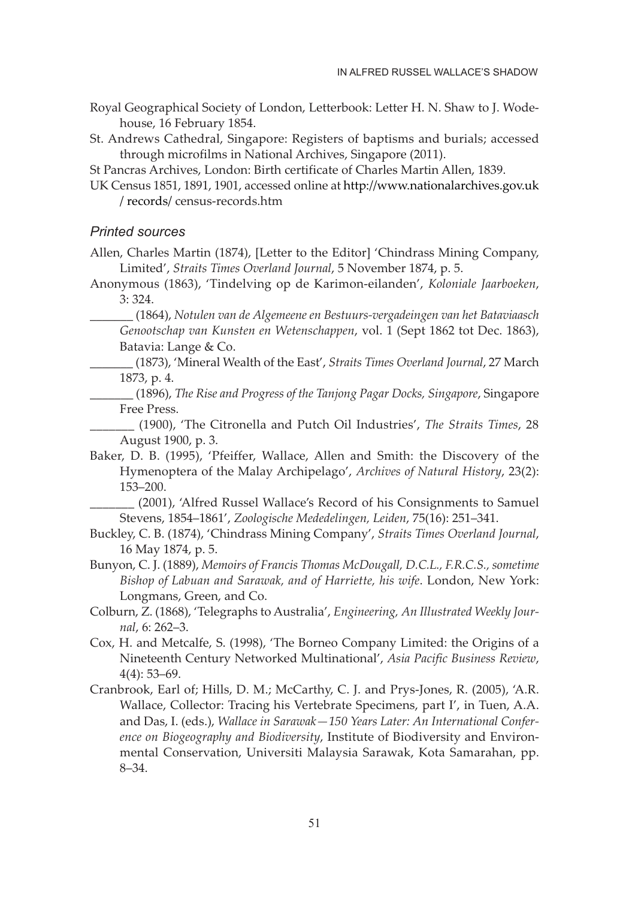Royal Geographical Society of London, Letterbook: Letter H. N. Shaw to J. Wodehouse, 16 February 1854.

St. Andrews Cathedral, Singapore: Registers of baptisms and burials; accessed through microfilms in National Archives, Singapore (2011).

St Pancras Archives, London: Birth certificate of Charles Martin Allen, 1839.

UK Census 1851, 1891, 1901, accessed online at http://www.nationalarchives.gov.uk / records/ census-records.htm

### *Printed sources*

Allen, Charles Martin (1874), [Letter to the Editor] 'Chindrass Mining Company, Limited', *Straits Times Overland Journal*, 5 November 1874, p. 5.

Anonymous (1863), 'Tindelving op de Karimon-eilanden', *Koloniale Jaarboeken*, 3: 324.

_______ (1864), *Notulen van de Algemeene en Bestuurs-vergadeingen van het Bataviaasch Genootschap van Kunsten en Wetenschappen*, vol. 1 (Sept 1862 tot Dec. 1863), Batavia: Lange & Co.

_______ (1873), 'Mineral Wealth of the East', *Straits Times Overland Journal*, 27 March 1873, p. 4.

_______ (1896), *The Rise and Progress of the Tanjong Pagar Docks, Singapore*, Singapore Free Press.

_______ (1900), 'The Citronella and Putch Oil Industries', *The Straits Times*, 28 August 1900, p. 3.

Baker, D. B. (1995), 'Pfeiffer, Wallace, Allen and Smith: the Discovery of the Hymenoptera of the Malay Archipelago', *Archives of Natural History*, 23(2): 153–200.

_______ (2001), 'Alfred Russel Wallace's Record of his Consignments to Samuel Stevens, 1854–1861', *Zoologische Mededelingen, Leiden*, 75(16): 251–341.

Buckley, C. B. (1874), 'Chindrass Mining Company', *Straits Times Overland Journal*, 16 May 1874, p. 5.

Bunyon, C. J. (1889), *Memoirs of Francis Thomas McDougall, D.C.L., F.R.C.S., sometime Bishop of Labuan and Sarawak, and of Harriette, his wife*. London, New York: Longmans, Green, and Co.

Colburn, Z. (1868), 'Telegraphs to Australia', *Engineering, An Illustrated Weekly Journal*, 6: 262–3.

Cox, H. and Metcalfe, S. (1998), 'The Borneo Company Limited: the Origins of a Nineteenth Century Networked Multinational', *Asia Pacific Business Review*, 4(4): 53–69.

Cranbrook, Earl of; Hills, D. M.; McCarthy, C. J. and Prys-Jones, R. (2005), 'A.R. Wallace, Collector: Tracing his Vertebrate Specimens, part I', in Tuen, A.A. and Das, I. (eds.), *Wallace in Sarawak—150 Years Later: An International Conference on Biogeography and Biodiversity*, Institute of Biodiversity and Environmental Conservation, Universiti Malaysia Sarawak, Kota Samarahan, pp. 8–34.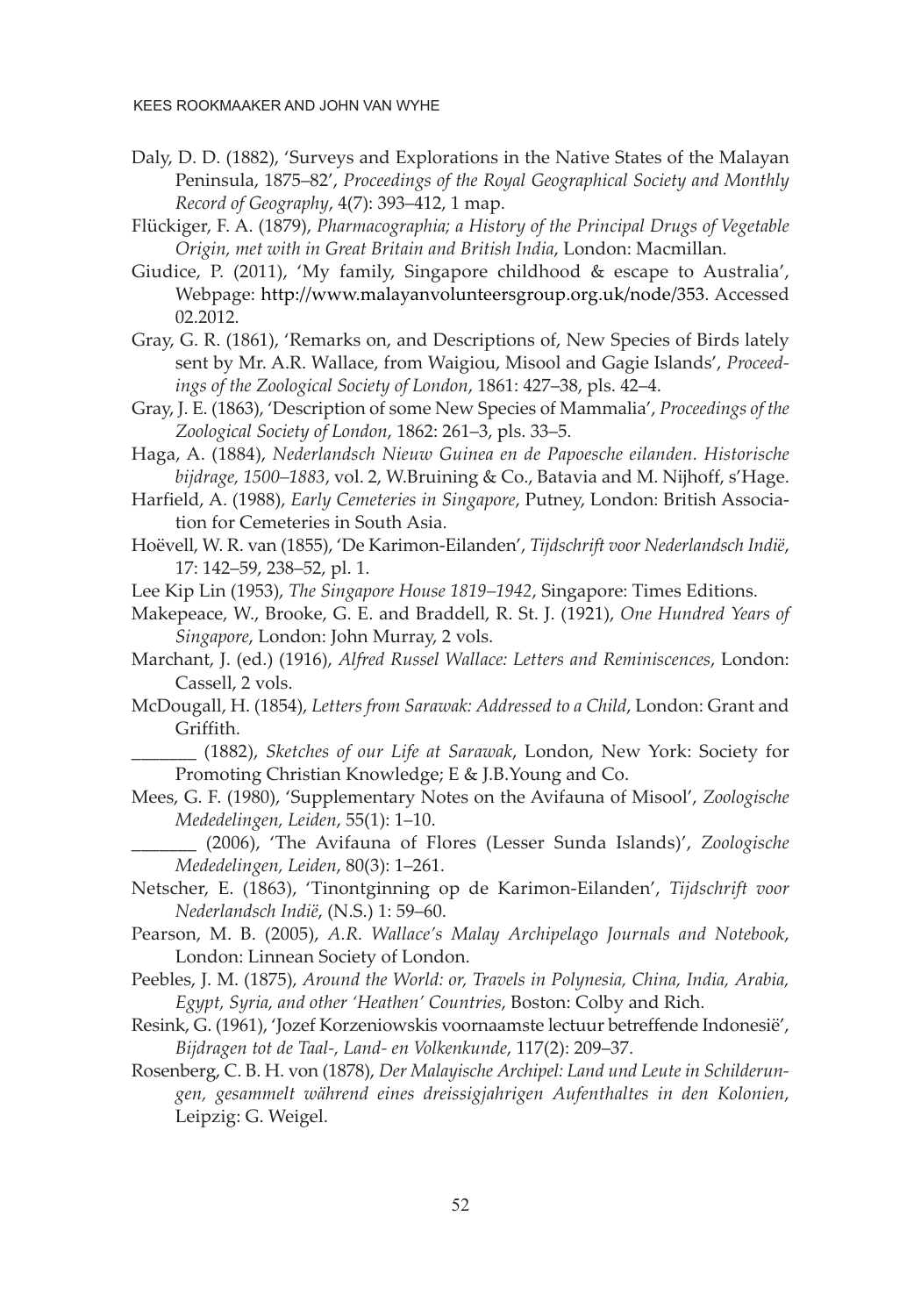Daly, D. D. (1882), 'Surveys and Explorations in the Native States of the Malayan Peninsula, 1875–82', *Proceedings of the Royal Geographical Society and Monthly Record of Geography*, 4(7): 393–412, 1 map.

Flückiger, F. A. (1879), *Pharmacographia; a History of the Principal Drugs of Vegetable Origin, met with in Great Britain and British India*, London: Macmillan.

Giudice, P. (2011), 'My family, Singapore childhood & escape to Australia', Webpage: http://www.malayanvolunteersgroup.org.uk/node/353. Accessed 02.2012.

Gray, G. R. (1861), 'Remarks on, and Descriptions of, New Species of Birds lately sent by Mr. A.R. Wallace, from Waigiou, Misool and Gagie Islands', *Proceedings of the Zoological Society of London*, 1861: 427–38, pls. 42–4.

Gray, J. E. (1863), 'Description of some New Species of Mammalia', *Proceedings of the Zoological Society of London*, 1862: 261–3, pls. 33–5.

Haga, A. (1884), *Nederlandsch Nieuw Guinea en de Papoesche eilanden. Historische bijdrage, 1500–1883*, vol. 2, W.Bruining & Co., Batavia and M. Nijhoff, s'Hage.

Harfield, A. (1988), *Early Cemeteries in Singapore*, Putney, London: British Association for Cemeteries in South Asia.

Hoëvell, W. R. van (1855), 'De Karimon-Eilanden', *Tijdschrift voor Nederlandsch Indië*, 17: 142–59, 238–52, pl. 1.

Lee Kip Lin (1953), *The Singapore House 1819–1942*, Singapore: Times Editions.

Makepeace, W., Brooke, G. E. and Braddell, R. St. J. (1921), *One Hundred Years of Singapore*, London: John Murray, 2 vols.

Marchant, J. (ed.) (1916), *Alfred Russel Wallace: Letters and Reminiscences*, London: Cassell, 2 vols.

McDougall, H. (1854), *Letters from Sarawak: Addressed to a Child*, London: Grant and Griffith.

_______ (1882), *Sketches of our Life at Sarawak*, London, New York: Society for Promoting Christian Knowledge; E & J.B.Young and Co.

Mees, G. F. (1980), 'Supplementary Notes on the Avifauna of Misool', *Zoologische Mededelingen, Leiden*, 55(1): 1–10.

_______ (2006), 'The Avifauna of Flores (Lesser Sunda Islands)', *Zoologische Mededelingen, Leiden*, 80(3): 1–261.

Netscher, E. (1863), 'Tinontginning op de Karimon-Eilanden', *Tijdschrift voor Nederlandsch Indië*, (N.S.) 1: 59–60.

Pearson, M. B. (2005), *A.R. Wallace's Malay Archipelago Journals and Notebook*, London: Linnean Society of London.

Peebles, J. M. (1875), *Around the World: or, Travels in Polynesia, China, India, Arabia, Egypt, Syria, and other 'Heathen' Countries*, Boston: Colby and Rich.

Resink, G. (1961), 'Jozef Korzeniowskis voornaamste lectuur betreffende Indonesië', *Bijdragen tot de Taal-, Land- en Volkenkunde*, 117(2): 209–37.

Rosenberg, C. B. H. von (1878), *Der Malayische Archipel: Land und Leute in Schilderungen, gesammelt während eines dreissigjahrigen Aufenthaltes in den Kolonien*, Leipzig: G. Weigel.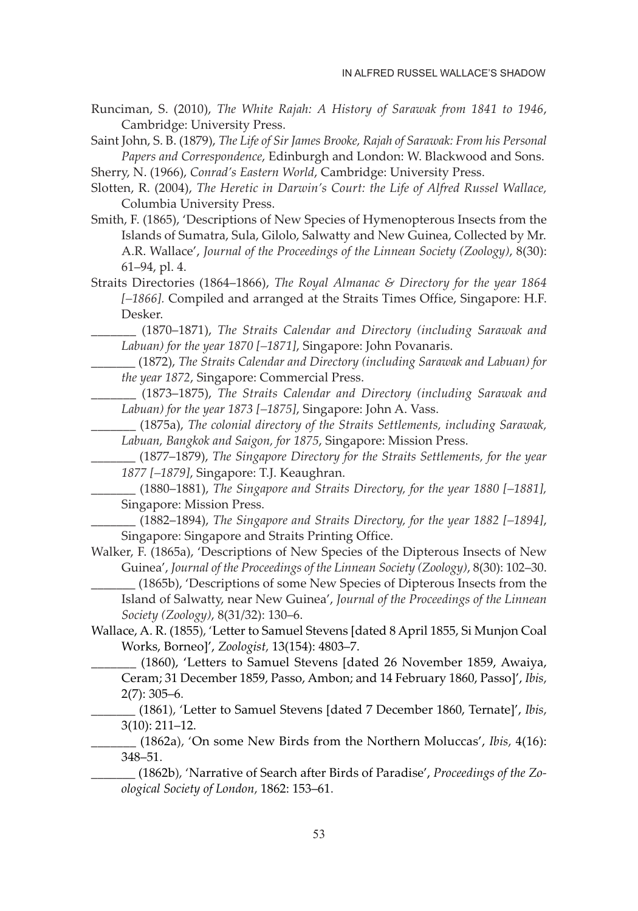Runciman, S. (2010), *The White Rajah: A History of Sarawak from 1841 to 1946*, Cambridge: University Press.

Saint John, S. B. (1879), *The Life of Sir James Brooke, Rajah of Sarawak: From his Personal Papers and Correspondence*, Edinburgh and London: W. Blackwood and Sons.

Sherry, N. (1966), *Conrad's Eastern World*, Cambridge: University Press.

Slotten, R. (2004), *The Heretic in Darwin's Court: the Life of Alfred Russel Wallace*, Columbia University Press.

Smith, F. (1865), 'Descriptions of New Species of Hymenopterous Insects from the Islands of Sumatra, Sula, Gilolo, Salwatty and New Guinea, Collected by Mr. A.R. Wallace', *Journal of the Proceedings of the Linnean Society (Zoology)*, 8(30): 61–94, pl. 4.

Straits Directories (1864–1866), *The Royal Almanac & Directory for the year 1864 [–1866].* Compiled and arranged at the Straits Times Office, Singapore: H.F. Desker.

_______ (1870–1871), *The Straits Calendar and Directory (including Sarawak and Labuan) for the year 1870 [–1871]*, Singapore: John Povanaris.

_______ (1872), *The Straits Calendar and Directory (including Sarawak and Labuan) for the year 1872*, Singapore: Commercial Press.

_______ (1873–1875), *The Straits Calendar and Directory (including Sarawak and Labuan) for the year 1873 [–1875]*, Singapore: John A. Vass.

_______ (1875a), *The colonial directory of the Straits Settlements, including Sarawak, Labuan, Bangkok and Saigon, for 1875*, Singapore: Mission Press.

_______ (1877–1879), *The Singapore Directory for the Straits Settlements, for the year 1877 [–1879]*, Singapore: T.J. Keaughran.

_______ (1880–1881), *The Singapore and Straits Directory, for the year 1880 [–1881],* Singapore: Mission Press.

_______ (1882–1894), *The Singapore and Straits Directory, for the year 1882 [–1894]*, Singapore: Singapore and Straits Printing Office.

Walker, F. (1865a), 'Descriptions of New Species of the Dipterous Insects of New Guinea', *Journal of the Proceedings of the Linnean Society (Zoology)*, 8(30): 102–30.

_______ (1865b), 'Descriptions of some New Species of Dipterous Insects from the Island of Salwatty, near New Guinea', *Journal of the Proceedings of the Linnean Society (Zoology)*, 8(31/32): 130–6.

Wallace, A. R. (1855), 'Letter to Samuel Stevens [dated 8 April 1855, Si Munjon Coal Works, Borneo]', *Zoologist,* 13(154): 4803–7.

_______ (1860), 'Letters to Samuel Stevens [dated 26 November 1859, Awaiya, Ceram; 31 December 1859, Passo, Ambon; and 14 February 1860, Passo]', *Ibis*, 2(7): 305–6.

_______ (1861), 'Letter to Samuel Stevens [dated 7 December 1860, Ternate]', *Ibis*, 3(10): 211–12.

_______ (1862a), 'On some New Birds from the Northern Moluccas', *Ibis*, 4(16): 348–51.

_______ (1862b), 'Narrative of Search after Birds of Paradise', *Proceedings of the Zoological Society of London*, 1862: 153–61.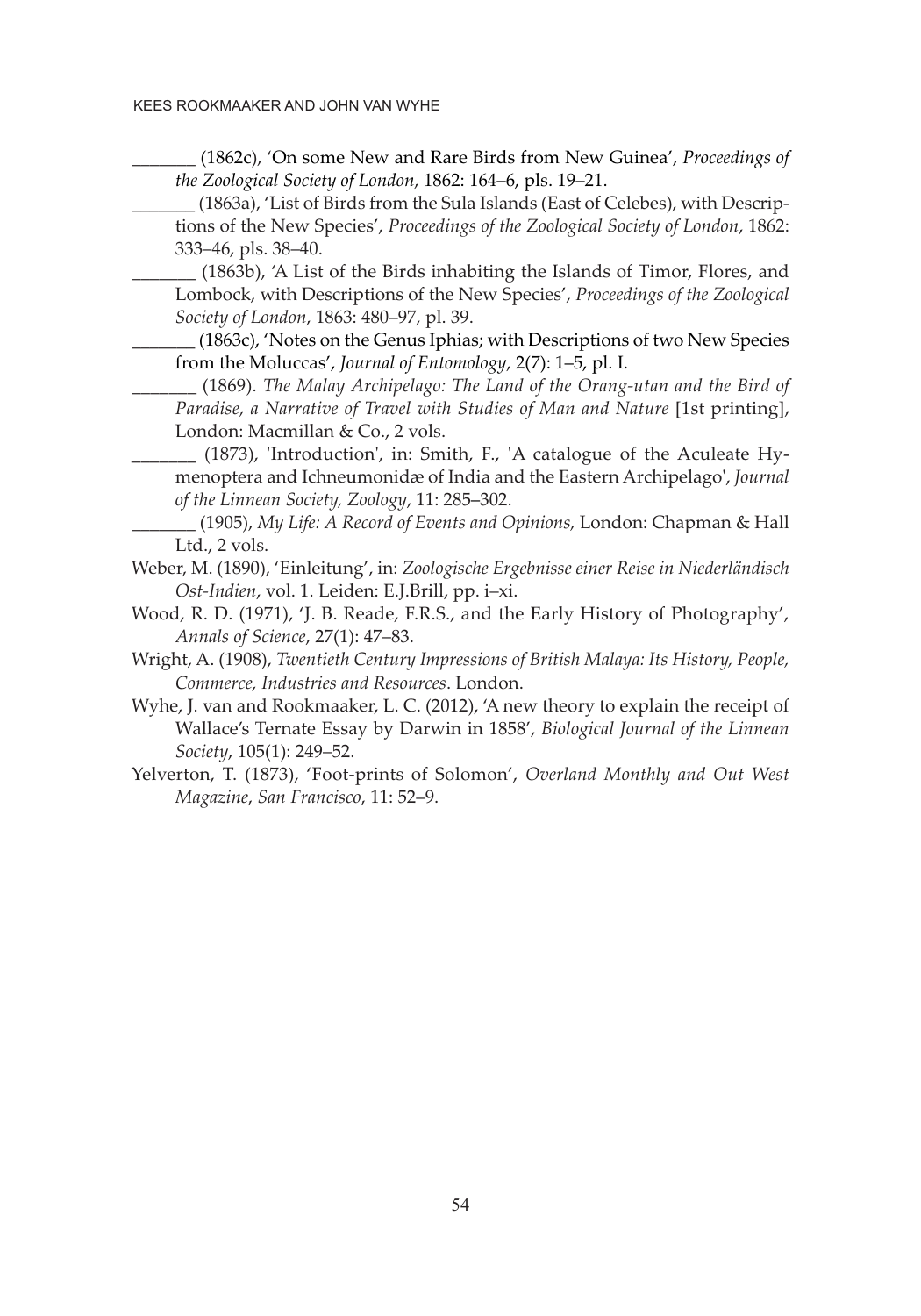_______ (1862c), 'On some New and Rare Birds from New Guinea', *Proceedings of the Zoological Society of London*, 1862: 164–6, pls. 19–21.

_______ (1863a), 'List of Birds from the Sula Islands (East of Celebes), with Descriptions of the New Species', *Proceedings of the Zoological Society of London*, 1862: 333–46, pls. 38–40.

_______ (1863b), 'A List of the Birds inhabiting the Islands of Timor, Flores, and Lombock, with Descriptions of the New Species', *Proceedings of the Zoological Society of London*, 1863: 480–97, pl. 39.

_______ (1863c), 'Notes on the Genus Iphias; with Descriptions of two New Species from the Moluccas', *Journal of Entomology*, 2(7): 1–5, pl. I.

_______ (1869). *The Malay Archipelago: The Land of the Orang-utan and the Bird of Paradise, a Narrative of Travel with Studies of Man and Nature* [1st printing], London: Macmillan & Co., 2 vols.

_______ (1873), 'Introduction', in: Smith, F., 'A catalogue of the Aculeate Hymenoptera and Ichneumonidæ of India and the Eastern Archipelago', *Journal of the Linnean Society, Zoology*, 11: 285–302.

_______ (1905), *My Life: A Record of Events and Opinions,* London: Chapman & Hall Ltd., 2 vols.

Weber, M. (1890), 'Einleitung', in: *Zoologische Ergebnisse einer Reise in Niederländisch Ost-Indien*, vol. 1. Leiden: E.J.Brill, pp. i–xi.

Wood, R. D. (1971), 'J. B. Reade, F.R.S., and the Early History of Photography', *Annals of Science*, 27(1): 47–83.

Wright, A. (1908), *Twentieth Century Impressions of British Malaya: Its History, People, Commerce, Industries and Resources*. London.

Wyhe, J. van and Rookmaaker, L. C. (2012), 'A new theory to explain the receipt of Wallace's Ternate Essay by Darwin in 1858', *Biological Journal of the Linnean Society*, 105(1): 249–52.

Yelverton, T. (1873), 'Foot-prints of Solomon', *Overland Monthly and Out West Magazine*, *San Francisco*, 11: 52–9.